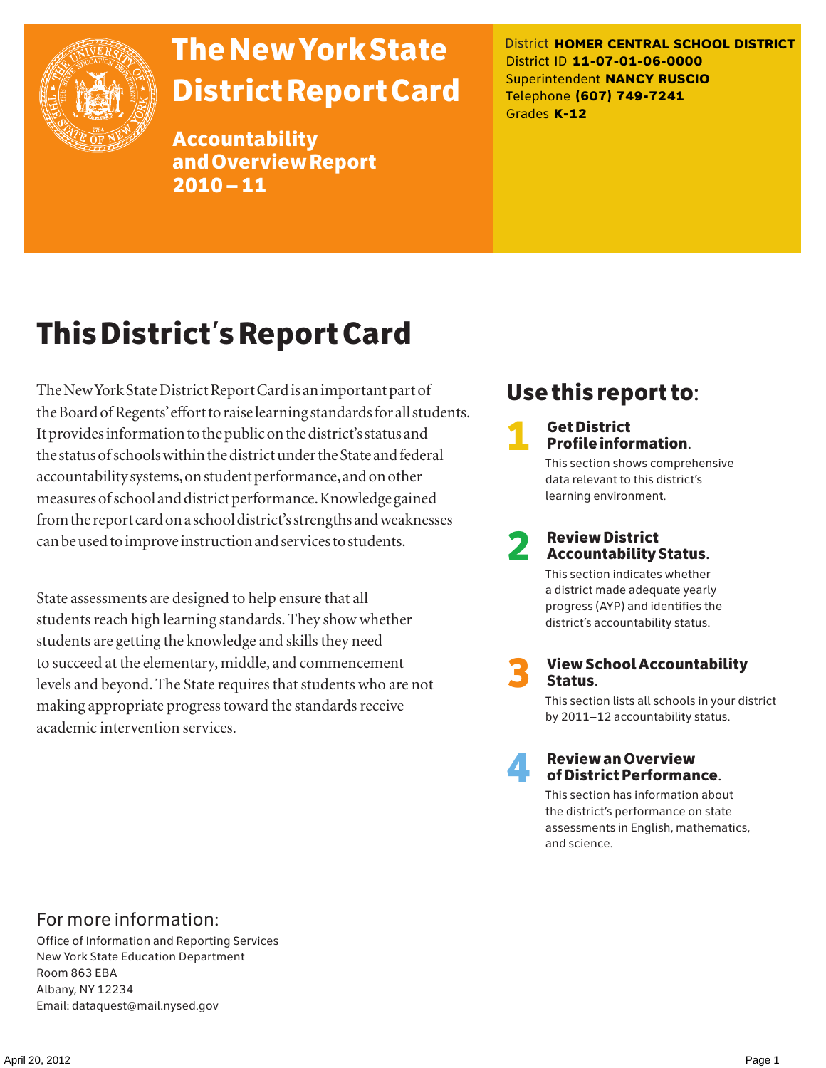# The New York State District Report Card

## Accountability and Overview Report 2010 – 11

District **HOMER CENTRAL SCHOOL DISTRICT**
District ID **11-07-01-06-0000**
Superintendent **NANCY RUSCIO**
Telephone **(607) 749-7241**
Grades **K-12**

# This District's Report Card

The New York State District Report Card is an important part of the Board of Regents' effort to raise learning standards for all students. It provides information to the public on the district's status and the status of schools within the district under the State and federal accountability systems, on student performance, and on other measures of school and district performance. Knowledge gained from the report card on a school district's strengths and weaknesses can be used to improve instruction and services to students.

State assessments are designed to help ensure that all students reach high learning standards. They show whether students are getting the knowledge and skills they need to succeed at the elementary, middle, and commencement levels and beyond. The State requires that students who are not making appropriate progress toward the standards receive academic intervention services.

## Use this report to:

**1 Get District Profile information.**
This section shows comprehensive data relevant to this district's learning environment.

**2 Review District Accountability Status.**
This section indicates whether a district made adequate yearly progress (AYP) and identifies the district's accountability status.

**3 View School Accountability Status.**
This section lists all schools in your district by 2011–12 accountability status.

**4 Review an Overview of District Performance.**
This section has information about the district's performance on state assessments in English, mathematics, and science.

## For more information:

Office of Information and Reporting Services
New York State Education Department
Room 863 EBA
Albany, NY 12234
Email: dataquest@mail.nysed.gov

April 20, 2012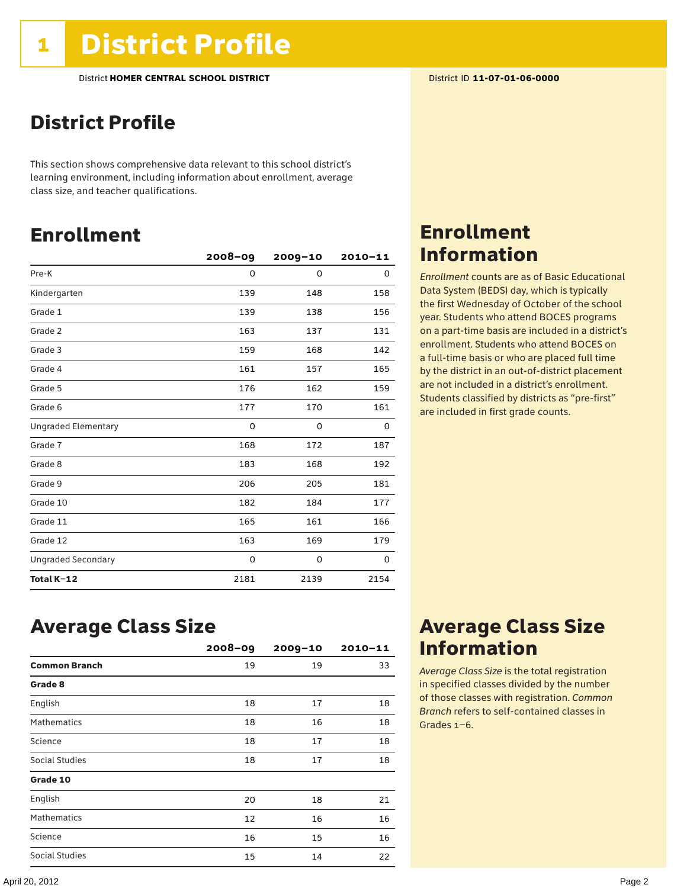# 1 District Profile

District **HOMER CENTRAL SCHOOL DISTRICT**

District ID **11-07-01-06-0000**

## District Profile

This section shows comprehensive data relevant to this school district's learning environment, including information about enrollment, average class size, and teacher qualifications.

## Enrollment

| | 2008–09 | 2009–10 | 2010–11 |
|---|---|---|---|
| Pre-K | 0 | 0 | 0 |
| Kindergarten | 139 | 148 | 158 |
| Grade 1 | 139 | 138 | 156 |
| Grade 2 | 163 | 137 | 131 |
| Grade 3 | 159 | 168 | 142 |
| Grade 4 | 161 | 157 | 165 |
| Grade 5 | 176 | 162 | 159 |
| Grade 6 | 177 | 170 | 161 |
| Ungraded Elementary | 0 | 0 | 0 |
| Grade 7 | 168 | 172 | 187 |
| Grade 8 | 183 | 168 | 192 |
| Grade 9 | 206 | 205 | 181 |
| Grade 10 | 182 | 184 | 177 |
| Grade 11 | 165 | 161 | 166 |
| Grade 12 | 163 | 169 | 179 |
| Ungraded Secondary | 0 | 0 | 0 |
| **Total K–12** | 2181 | 2139 | 2154 |

## Enrollment Information

*Enrollment* counts are as of Basic Educational Data System (BEDS) day, which is typically the first Wednesday of October of the school year. Students who attend BOCES programs on a part-time basis are included in a district's enrollment. Students who attend BOCES on a full-time basis or who are placed full time by the district in an out-of-district placement are not included in a district's enrollment. Students classified by districts as "pre-first" are included in first grade counts.

## Average Class Size

| | 2008–09 | 2009–10 | 2010–11 |
|---|---|---|---|
| **Common Branch** | 19 | 19 | 33 |
| **Grade 8** | | | |
| English | 18 | 17 | 18 |
| Mathematics | 18 | 16 | 18 |
| Science | 18 | 17 | 18 |
| Social Studies | 18 | 17 | 18 |
| **Grade 10** | | | |
| English | 20 | 18 | 21 |
| Mathematics | 12 | 16 | 16 |
| Science | 16 | 15 | 16 |
| Social Studies | 15 | 14 | 22 |

## Average Class Size Information

*Average Class Size* is the total registration in specified classes divided by the number of those classes with registration. *Common Branch* refers to self-contained classes in Grades 1–6.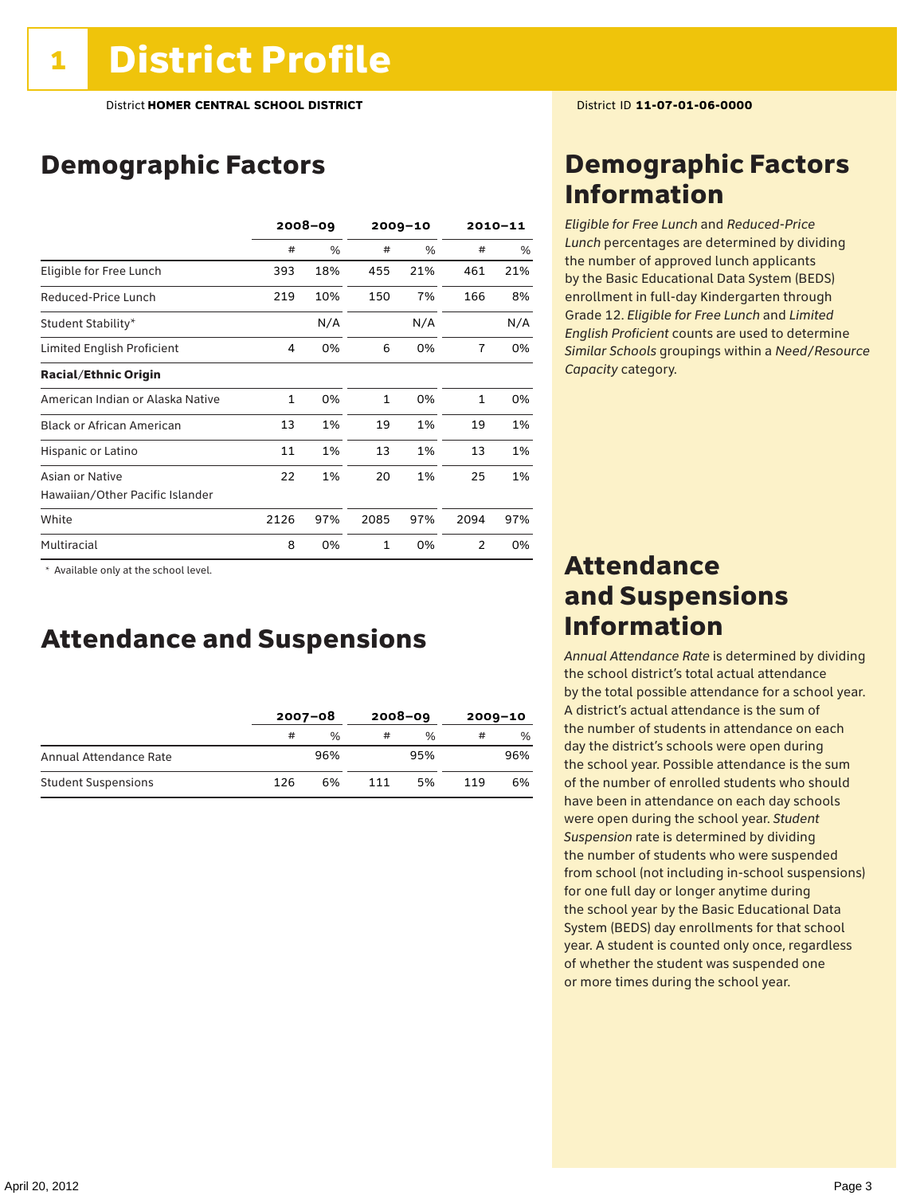# 1 District Profile

District **HOMER CENTRAL SCHOOL DISTRICT**

District ID **11-07-01-06-0000**

## Demographic Factors

| | 2008–09 | | 2009–10 | | 2010–11 | |
|---|---|---|---|---|---|---|
| | # | % | # | % | # | % |
| Eligible for Free Lunch | 393 | 18% | 455 | 21% | 461 | 21% |
| Reduced-Price Lunch | 219 | 10% | 150 | 7% | 166 | 8% |
| Student Stability* | | N/A | | N/A | | N/A |
| Limited English Proficient | 4 | 0% | 6 | 0% | 7 | 0% |
| **Racial/Ethnic Origin** | | | | | | |
| American Indian or Alaska Native | 1 | 0% | 1 | 0% | 1 | 0% |
| Black or African American | 13 | 1% | 19 | 1% | 19 | 1% |
| Hispanic or Latino | 11 | 1% | 13 | 1% | 13 | 1% |
| Asian or Native Hawaiian/Other Pacific Islander | 22 | 1% | 20 | 1% | 25 | 1% |
| White | 2126 | 97% | 2085 | 97% | 2094 | 97% |
| Multiracial | 8 | 0% | 1 | 0% | 2 | 0% |

\* Available only at the school level.

## Attendance and Suspensions

| | 2007–08 | | 2008–09 | | 2009–10 | |
|---|---|---|---|---|---|---|
| | # | % | # | % | # | % |
| Annual Attendance Rate | | 96% | | 95% | | 96% |
| Student Suspensions | 126 | 6% | 111 | 5% | 119 | 6% |

## Demographic Factors Information

*Eligible for Free Lunch* and *Reduced-Price Lunch* percentages are determined by dividing the number of approved lunch applicants by the Basic Educational Data System (BEDS) enrollment in full-day Kindergarten through Grade 12. *Eligible for Free Lunch* and *Limited English Proficient* counts are used to determine *Similar Schools* groupings within a *Need/Resource Capacity* category.

## Attendance and Suspensions Information

*Annual Attendance Rate* is determined by dividing the school district's total actual attendance by the total possible attendance for a school year. A district's actual attendance is the sum of the number of students in attendance on each day the district's schools were open during the school year. Possible attendance is the sum of the number of enrolled students who should have been in attendance on each day schools were open during the school year. *Student Suspension* rate is determined by dividing the number of students who were suspended from school (not including in-school suspensions) for one full day or longer anytime during the school year by the Basic Educational Data System (BEDS) day enrollments for that school year. A student is counted only once, regardless of whether the student was suspended one or more times during the school year.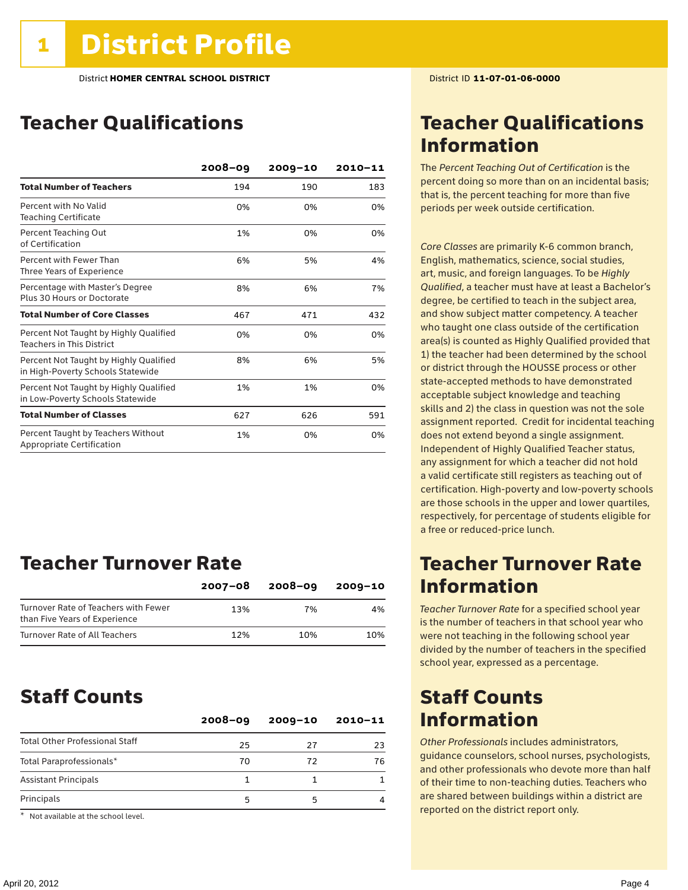# 1 District Profile

District **HOMER CENTRAL SCHOOL DISTRICT**

District ID **11-07-01-06-0000**

## Teacher Qualifications

| | 2008–09 | 2009–10 | 2010–11 |
|---|---|---|---|
| **Total Number of Teachers** | 194 | 190 | 183 |
| Percent with No Valid Teaching Certificate | 0% | 0% | 0% |
| Percent Teaching Out of Certification | 1% | 0% | 0% |
| Percent with Fewer Than Three Years of Experience | 6% | 5% | 4% |
| Percentage with Master's Degree Plus 30 Hours or Doctorate | 8% | 6% | 7% |
| **Total Number of Core Classes** | 467 | 471 | 432 |
| Percent Not Taught by Highly Qualified Teachers in This District | 0% | 0% | 0% |
| Percent Not Taught by Highly Qualified in High-Poverty Schools Statewide | 8% | 6% | 5% |
| Percent Not Taught by Highly Qualified in Low-Poverty Schools Statewide | 1% | 1% | 0% |
| **Total Number of Classes** | 627 | 626 | 591 |
| Percent Taught by Teachers Without Appropriate Certification | 1% | 0% | 0% |

## Teacher Qualifications Information

The *Percent Teaching Out of Certification* is the percent doing so more than on an incidental basis; that is, the percent teaching for more than five periods per week outside certification.

*Core Classes* are primarily K-6 common branch, English, mathematics, science, social studies, art, music, and foreign languages. To be *Highly Qualified*, a teacher must have at least a Bachelor's degree, be certified to teach in the subject area, and show subject matter competency. A teacher who taught one class outside of the certification area(s) is counted as Highly Qualified provided that 1) the teacher had been determined by the school or district through the HOUSSE process or other state-accepted methods to have demonstrated acceptable subject knowledge and teaching skills and 2) the class in question was not the sole assignment reported. Credit for incidental teaching does not extend beyond a single assignment. Independent of Highly Qualified Teacher status, any assignment for which a teacher did not hold a valid certificate still registers as teaching out of certification. High-poverty and low-poverty schools are those schools in the upper and lower quartiles, respectively, for percentage of students eligible for a free or reduced-price lunch.

## Teacher Turnover Rate

| | 2007–08 | 2008–09 | 2009–10 |
|---|---|---|---|
| Turnover Rate of Teachers with Fewer than Five Years of Experience | 13% | 7% | 4% |
| Turnover Rate of All Teachers | 12% | 10% | 10% |

## Teacher Turnover Rate Information

*Teacher Turnover Rate* for a specified school year is the number of teachers in that school year who were not teaching in the following school year divided by the number of teachers in the specified school year, expressed as a percentage.

## Staff Counts

| | 2008–09 | 2009–10 | 2010–11 |
|---|---|---|---|
| Total Other Professional Staff | 25 | 27 | 23 |
| Total Paraprofessionals* | 70 | 72 | 76 |
| Assistant Principals | 1 | 1 | 1 |
| Principals | 5 | 5 | 4 |

\* Not available at the school level.

## Staff Counts Information

*Other Professionals* includes administrators, guidance counselors, school nurses, psychologists, and other professionals who devote more than half of their time to non-teaching duties. Teachers who are shared between buildings within a district are reported on the district report only.

April 20, 2012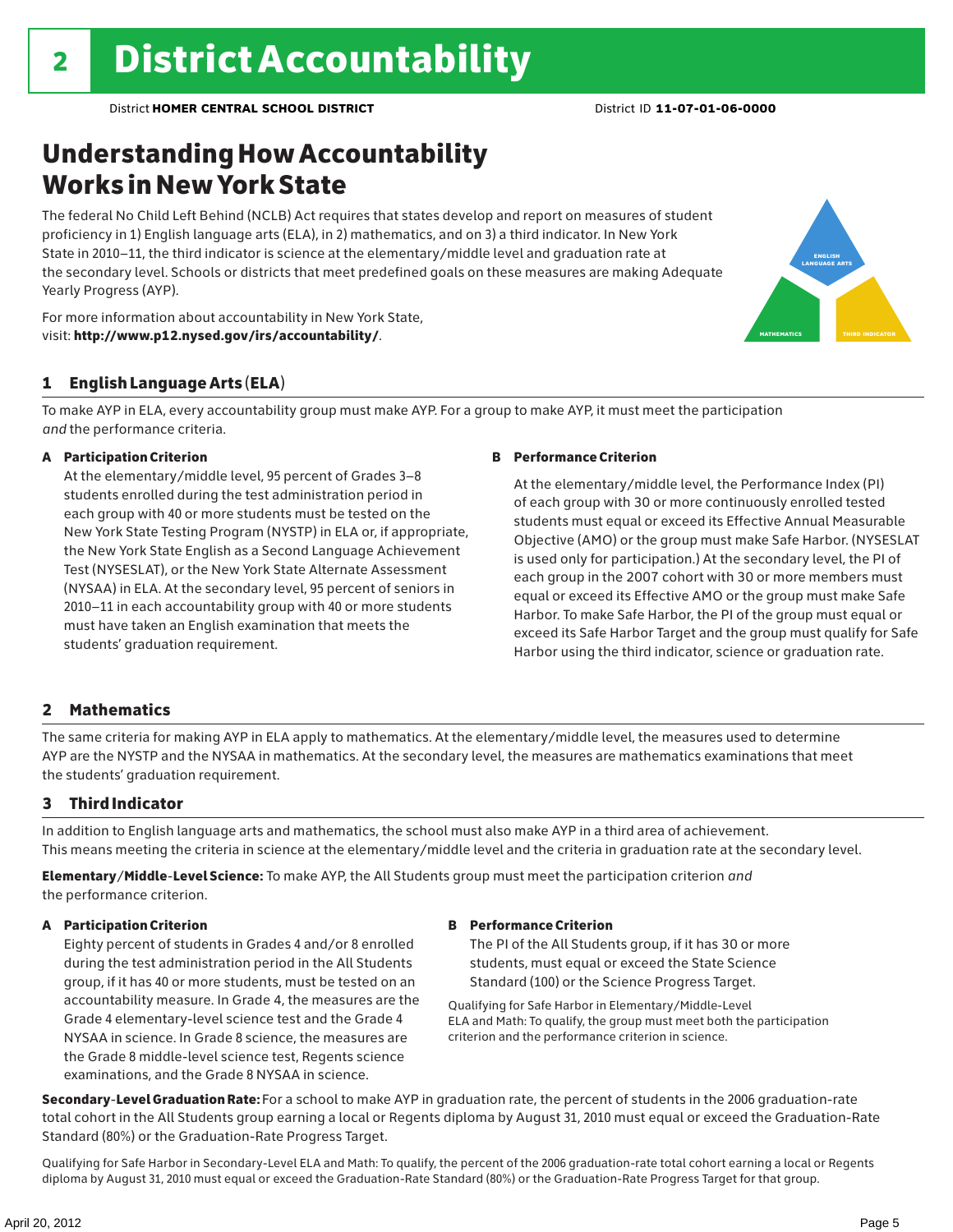# 2 District Accountability

District **HOMER CENTRAL SCHOOL DISTRICT** District ID **11-07-01-06-0000**

## Understanding How Accountability Works in New York State

The federal No Child Left Behind (NCLB) Act requires that states develop and report on measures of student proficiency in 1) English language arts (ELA), in 2) mathematics, and on 3) a third indicator. In New York State in 2010–11, the third indicator is science at the elementary/middle level and graduation rate at the secondary level. Schools or districts that meet predefined goals on these measures are making Adequate Yearly Progress (AYP).

For more information about accountability in New York State, visit: **http://www.p12.nysed.gov/irs/accountability/**.

ENGLISH LANGUAGE ARTS

MATHEMATICS

THIRD INDICATOR

### 1 English Language Arts (ELA)

To make AYP in ELA, every accountability group must make AYP. For a group to make AYP, it must meet the participation *and* the performance criteria.

**A Participation Criterion**

At the elementary/middle level, 95 percent of Grades 3–8 students enrolled during the test administration period in each group with 40 or more students must be tested on the New York State Testing Program (NYSTP) in ELA or, if appropriate, the New York State English as a Second Language Achievement Test (NYSESLAT), or the New York State Alternate Assessment (NYSAA) in ELA. At the secondary level, 95 percent of seniors in 2010–11 in each accountability group with 40 or more students must have taken an English examination that meets the students' graduation requirement.

**B Performance Criterion**

At the elementary/middle level, the Performance Index (PI) of each group with 30 or more continuously enrolled tested students must equal or exceed its Effective Annual Measurable Objective (AMO) or the group must make Safe Harbor. (NYSESLAT is used only for participation.) At the secondary level, the PI of each group in the 2007 cohort with 30 or more members must equal or exceed its Effective AMO or the group must make Safe Harbor. To make Safe Harbor, the PI of the group must equal or exceed its Safe Harbor Target and the group must qualify for Safe Harbor using the third indicator, science or graduation rate.

### 2 Mathematics

The same criteria for making AYP in ELA apply to mathematics. At the elementary/middle level, the measures used to determine AYP are the NYSTP and the NYSAA in mathematics. At the secondary level, the measures are mathematics examinations that meet the students' graduation requirement.

### 3 Third Indicator

In addition to English language arts and mathematics, the school must also make AYP in a third area of achievement. This means meeting the criteria in science at the elementary/middle level and the criteria in graduation rate at the secondary level.

**Elementary/Middle-Level Science:** To make AYP, the All Students group must meet the participation criterion *and* the performance criterion.

**A Participation Criterion**

Eighty percent of students in Grades 4 and/or 8 enrolled during the test administration period in the All Students group, if it has 40 or more students, must be tested on an accountability measure. In Grade 4, the measures are the Grade 4 elementary-level science test and the Grade 4 NYSAA in science. In Grade 8 science, the measures are the Grade 8 middle-level science test, Regents science examinations, and the Grade 8 NYSAA in science.

**B Performance Criterion**

The PI of the All Students group, if it has 30 or more students, must equal or exceed the State Science Standard (100) or the Science Progress Target.

Qualifying for Safe Harbor in Elementary/Middle-Level ELA and Math: To qualify, the group must meet both the participation criterion and the performance criterion in science.

**Secondary-Level Graduation Rate:** For a school to make AYP in graduation rate, the percent of students in the 2006 graduation-rate total cohort in the All Students group earning a local or Regents diploma by August 31, 2010 must equal or exceed the Graduation-Rate Standard (80%) or the Graduation-Rate Progress Target.

Qualifying for Safe Harbor in Secondary-Level ELA and Math: To qualify, the percent of the 2006 graduation-rate total cohort earning a local or Regents diploma by August 31, 2010 must equal or exceed the Graduation-Rate Standard (80%) or the Graduation-Rate Progress Target for that group.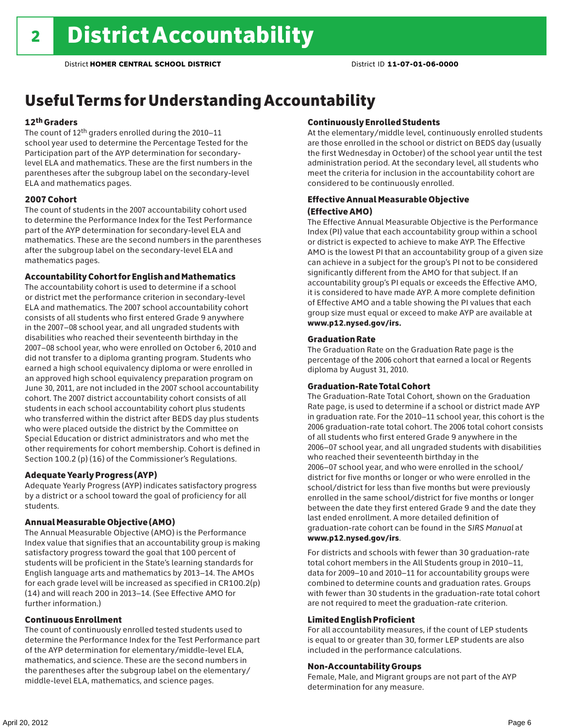# 2 District Accountability

District **HOMER CENTRAL SCHOOL DISTRICT** District ID **11-07-01-06-0000**

## Useful Terms for Understanding Accountability

### 12th Graders

The count of 12th graders enrolled during the 2010–11 school year used to determine the Percentage Tested for the Participation part of the AYP determination for secondary-level ELA and mathematics. These are the first numbers in the parentheses after the subgroup label on the secondary-level ELA and mathematics pages.

### 2007 Cohort

The count of students in the 2007 accountability cohort used to determine the Performance Index for the Test Performance part of the AYP determination for secondary-level ELA and mathematics. These are the second numbers in the parentheses after the subgroup label on the secondary-level ELA and mathematics pages.

### Accountability Cohort for English and Mathematics

The accountability cohort is used to determine if a school or district met the performance criterion in secondary-level ELA and mathematics. The 2007 school accountability cohort consists of all students who first entered Grade 9 anywhere in the 2007–08 school year, and all ungraded students with disabilities who reached their seventeenth birthday in the 2007–08 school year, who were enrolled on October 6, 2010 and did not transfer to a diploma granting program. Students who earned a high school equivalency diploma or were enrolled in an approved high school equivalency preparation program on June 30, 2011, are not included in the 2007 school accountability cohort. The 2007 district accountability cohort consists of all students in each school accountability cohort plus students who transferred within the district after BEDS day plus students who were placed outside the district by the Committee on Special Education or district administrators and who met the other requirements for cohort membership. Cohort is defined in Section 100.2 (p) (16) of the Commissioner's Regulations.

### Adequate Yearly Progress (AYP)

Adequate Yearly Progress (AYP) indicates satisfactory progress by a district or a school toward the goal of proficiency for all students.

### Annual Measurable Objective (AMO)

The Annual Measurable Objective (AMO) is the Performance Index value that signifies that an accountability group is making satisfactory progress toward the goal that 100 percent of students will be proficient in the State's learning standards for English language arts and mathematics by 2013–14. The AMOs for each grade level will be increased as specified in CR100.2(p)(14) and will reach 200 in 2013–14. (See Effective AMO for further information.)

### Continuous Enrollment

The count of continuously enrolled tested students used to determine the Performance Index for the Test Performance part of the AYP determination for elementary/middle-level ELA, mathematics, and science. These are the second numbers in the parentheses after the subgroup label on the elementary/middle-level ELA, mathematics, and science pages.

### Continuously Enrolled Students

At the elementary/middle level, continuously enrolled students are those enrolled in the school or district on BEDS day (usually the first Wednesday in October) of the school year until the test administration period. At the secondary level, all students who meet the criteria for inclusion in the accountability cohort are considered to be continuously enrolled.

### Effective Annual Measurable Objective (Effective AMO)

The Effective Annual Measurable Objective is the Performance Index (PI) value that each accountability group within a school or district is expected to achieve to make AYP. The Effective AMO is the lowest PI that an accountability group of a given size can achieve in a subject for the group's PI not to be considered significantly different from the AMO for that subject. If an accountability group's PI equals or exceeds the Effective AMO, it is considered to have made AYP. A more complete definition of Effective AMO and a table showing the PI values that each group size must equal or exceed to make AYP are available at **www.p12.nysed.gov/irs.**

### Graduation Rate

The Graduation Rate on the Graduation Rate page is the percentage of the 2006 cohort that earned a local or Regents diploma by August 31, 2010.

### Graduation-Rate Total Cohort

The Graduation-Rate Total Cohort, shown on the Graduation Rate page, is used to determine if a school or district made AYP in graduation rate. For the 2010–11 school year, this cohort is the 2006 graduation-rate total cohort. The 2006 total cohort consists of all students who first entered Grade 9 anywhere in the 2006–07 school year, and all ungraded students with disabilities who reached their seventeenth birthday in the 2006–07 school year, and who were enrolled in the school/district for five months or longer or who were enrolled in the school/district for less than five months but were previously enrolled in the same school/district for five months or longer between the date they first entered Grade 9 and the date they last ended enrollment. A more detailed definition of graduation-rate cohort can be found in the *SIRS Manual* at **www.p12.nysed.gov/irs**.

For districts and schools with fewer than 30 graduation-rate total cohort members in the All Students group in 2010–11, data for 2009–10 and 2010–11 for accountability groups were combined to determine counts and graduation rates. Groups with fewer than 30 students in the graduation-rate total cohort are not required to meet the graduation-rate criterion.

### Limited English Proficient

For all accountability measures, if the count of LEP students is equal to or greater than 30, former LEP students are also included in the performance calculations.

### Non-Accountability Groups

Female, Male, and Migrant groups are not part of the AYP determination for any measure.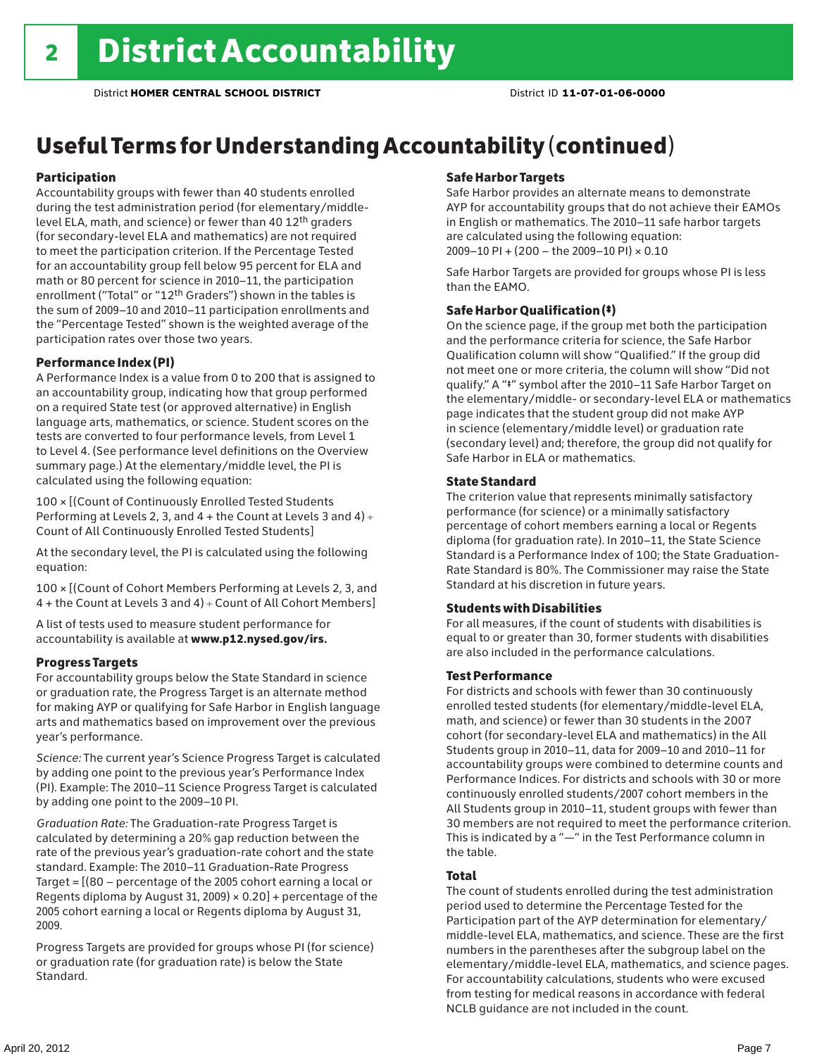# 2 District Accountability

District **HOMER CENTRAL SCHOOL DISTRICT** District ID **11-07-01-06-0000**

## Useful Terms for Understanding Accountability (continued)

### Participation

Accountability groups with fewer than 40 students enrolled during the test administration period (for elementary/middle-level ELA, math, and science) or fewer than 40 12th graders (for secondary-level ELA and mathematics) are not required to meet the participation criterion. If the Percentage Tested for an accountability group fell below 95 percent for ELA and math or 80 percent for science in 2010–11, the participation enrollment ("Total" or "12th Graders") shown in the tables is the sum of 2009–10 and 2010–11 participation enrollments and the "Percentage Tested" shown is the weighted average of the participation rates over those two years.

### Performance Index (PI)

A Performance Index is a value from 0 to 200 that is assigned to an accountability group, indicating how that group performed on a required State test (or approved alternative) in English language arts, mathematics, or science. Student scores on the tests are converted to four performance levels, from Level 1 to Level 4. (See performance level definitions on the Overview summary page.) At the elementary/middle level, the PI is calculated using the following equation:

100 × [(Count of Continuously Enrolled Tested Students Performing at Levels 2, 3, and 4 + the Count at Levels 3 and 4) ÷ Count of All Continuously Enrolled Tested Students]

At the secondary level, the PI is calculated using the following equation:

100 × [(Count of Cohort Members Performing at Levels 2, 3, and 4 + the Count at Levels 3 and 4) ÷ Count of All Cohort Members]

A list of tests used to measure student performance for accountability is available at **www.p12.nysed.gov/irs.**

### Progress Targets

For accountability groups below the State Standard in science or graduation rate, the Progress Target is an alternate method for making AYP or qualifying for Safe Harbor in English language arts and mathematics based on improvement over the previous year's performance.

*Science:* The current year's Science Progress Target is calculated by adding one point to the previous year's Performance Index (PI). Example: The 2010–11 Science Progress Target is calculated by adding one point to the 2009–10 PI.

*Graduation Rate:* The Graduation-rate Progress Target is calculated by determining a 20% gap reduction between the rate of the previous year's graduation-rate cohort and the state standard. Example: The 2010–11 Graduation-Rate Progress Target = [(80 – percentage of the 2005 cohort earning a local or Regents diploma by August 31, 2009) × 0.20] + percentage of the 2005 cohort earning a local or Regents diploma by August 31, 2009.

Progress Targets are provided for groups whose PI (for science) or graduation rate (for graduation rate) is below the State Standard.

### Safe Harbor Targets

Safe Harbor provides an alternate means to demonstrate AYP for accountability groups that do not achieve their EAMOs in English or mathematics. The 2010–11 safe harbor targets are calculated using the following equation:
2009–10 PI + (200 – the 2009–10 PI) × 0.10

Safe Harbor Targets are provided for groups whose PI is less than the EAMO.

### Safe Harbor Qualification (‡)

On the science page, if the group met both the participation and the performance criteria for science, the Safe Harbor Qualification column will show "Qualified." If the group did not meet one or more criteria, the column will show "Did not qualify." A "‡" symbol after the 2010–11 Safe Harbor Target on the elementary/middle- or secondary-level ELA or mathematics page indicates that the student group did not make AYP in science (elementary/middle level) or graduation rate (secondary level) and; therefore, the group did not qualify for Safe Harbor in ELA or mathematics.

### State Standard

The criterion value that represents minimally satisfactory performance (for science) or a minimally satisfactory percentage of cohort members earning a local or Regents diploma (for graduation rate). In 2010–11, the State Science Standard is a Performance Index of 100; the State Graduation-Rate Standard is 80%. The Commissioner may raise the State Standard at his discretion in future years.

### Students with Disabilities

For all measures, if the count of students with disabilities is equal to or greater than 30, former students with disabilities are also included in the performance calculations.

### Test Performance

For districts and schools with fewer than 30 continuously enrolled tested students (for elementary/middle-level ELA, math, and science) or fewer than 30 students in the 2007 cohort (for secondary-level ELA and mathematics) in the All Students group in 2010–11, data for 2009–10 and 2010–11 for accountability groups were combined to determine counts and Performance Indices. For districts and schools with 30 or more continuously enrolled students/2007 cohort members in the All Students group in 2010–11, student groups with fewer than 30 members are not required to meet the performance criterion. This is indicated by a "—" in the Test Performance column in the table.

### Total

The count of students enrolled during the test administration period used to determine the Percentage Tested for the Participation part of the AYP determination for elementary/middle-level ELA, mathematics, and science. These are the first numbers in the parentheses after the subgroup label on the elementary/middle-level ELA, mathematics, and science pages. For accountability calculations, students who were excused from testing for medical reasons in accordance with federal NCLB guidance are not included in the count.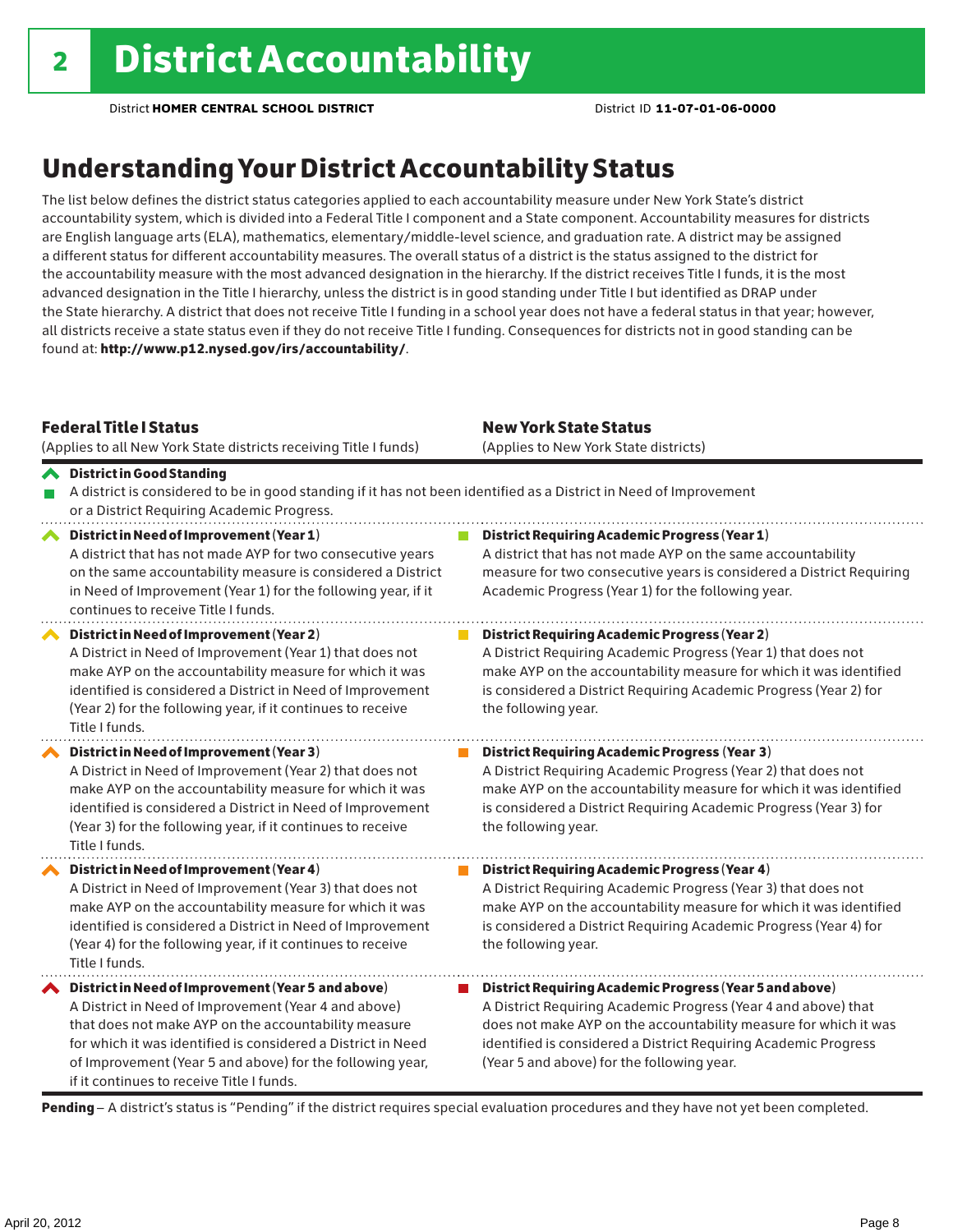# 2 District Accountability

District **HOMER CENTRAL SCHOOL DISTRICT** District ID **11-07-01-06-0000**

## Understanding Your District Accountability Status

The list below defines the district status categories applied to each accountability measure under New York State's district accountability system, which is divided into a Federal Title I component and a State component. Accountability measures for districts are English language arts (ELA), mathematics, elementary/middle-level science, and graduation rate. A district may be assigned a different status for different accountability measures. The overall status of a district is the status assigned to the district for the accountability measure with the most advanced designation in the hierarchy. If the district receives Title I funds, it is the most advanced designation in the Title I hierarchy, unless the district is in good standing under Title I but identified as DRAP under the State hierarchy. A district that does not receive Title I funding in a school year does not have a federal status in that year; however, all districts receive a state status even if they do not receive Title I funding. Consequences for districts not in good standing can be found at: **http://www.p12.nysed.gov/irs/accountability/**.

| **Federal Title I Status** (Applies to all New York State districts receiving Title I funds) | **New York State Status** (Applies to New York State districts) |
|---|---|
| **District in Good Standing** A district is considered to be in good standing if it has not been identified as a District in Need of Improvement or a District Requiring Academic Progress. | |
| **District in Need of Improvement (Year 1)** A district that has not made AYP for two consecutive years on the same accountability measure is considered a District in Need of Improvement (Year 1) for the following year, if it continues to receive Title I funds. | **District Requiring Academic Progress (Year 1)** A district that has not made AYP on the same accountability measure for two consecutive years is considered a District Requiring Academic Progress (Year 1) for the following year. |
| **District in Need of Improvement (Year 2)** A District in Need of Improvement (Year 1) that does not make AYP on the accountability measure for which it was identified is considered a District in Need of Improvement (Year 2) for the following year, if it continues to receive Title I funds. | **District Requiring Academic Progress (Year 2)** A District Requiring Academic Progress (Year 1) that does not make AYP on the accountability measure for which it was identified is considered a District Requiring Academic Progress (Year 2) for the following year. |
| **District in Need of Improvement (Year 3)** A District in Need of Improvement (Year 2) that does not make AYP on the accountability measure for which it was identified is considered a District in Need of Improvement (Year 3) for the following year, if it continues to receive Title I funds. | **District Requiring Academic Progress (Year 3)** A District Requiring Academic Progress (Year 2) that does not make AYP on the accountability measure for which it was identified is considered a District Requiring Academic Progress (Year 3) for the following year. |
| **District in Need of Improvement (Year 4)** A District in Need of Improvement (Year 3) that does not make AYP on the accountability measure for which it was identified is considered a District in Need of Improvement (Year 4) for the following year, if it continues to receive Title I funds. | **District Requiring Academic Progress (Year 4)** A District Requiring Academic Progress (Year 3) that does not make AYP on the accountability measure for which it was identified is considered a District Requiring Academic Progress (Year 4) for the following year. |
| **District in Need of Improvement (Year 5 and above)** A District in Need of Improvement (Year 4 and above) that does not make AYP on the accountability measure for which it was identified is considered a District in Need of Improvement (Year 5 and above) for the following year, if it continues to receive Title I funds. | **District Requiring Academic Progress (Year 5 and above)** A District Requiring Academic Progress (Year 4 and above) that does not make AYP on the accountability measure for which it was identified is considered a District Requiring Academic Progress (Year 5 and above) for the following year. |

**Pending** – A district's status is "Pending" if the district requires special evaluation procedures and they have not yet been completed.

April 20, 2012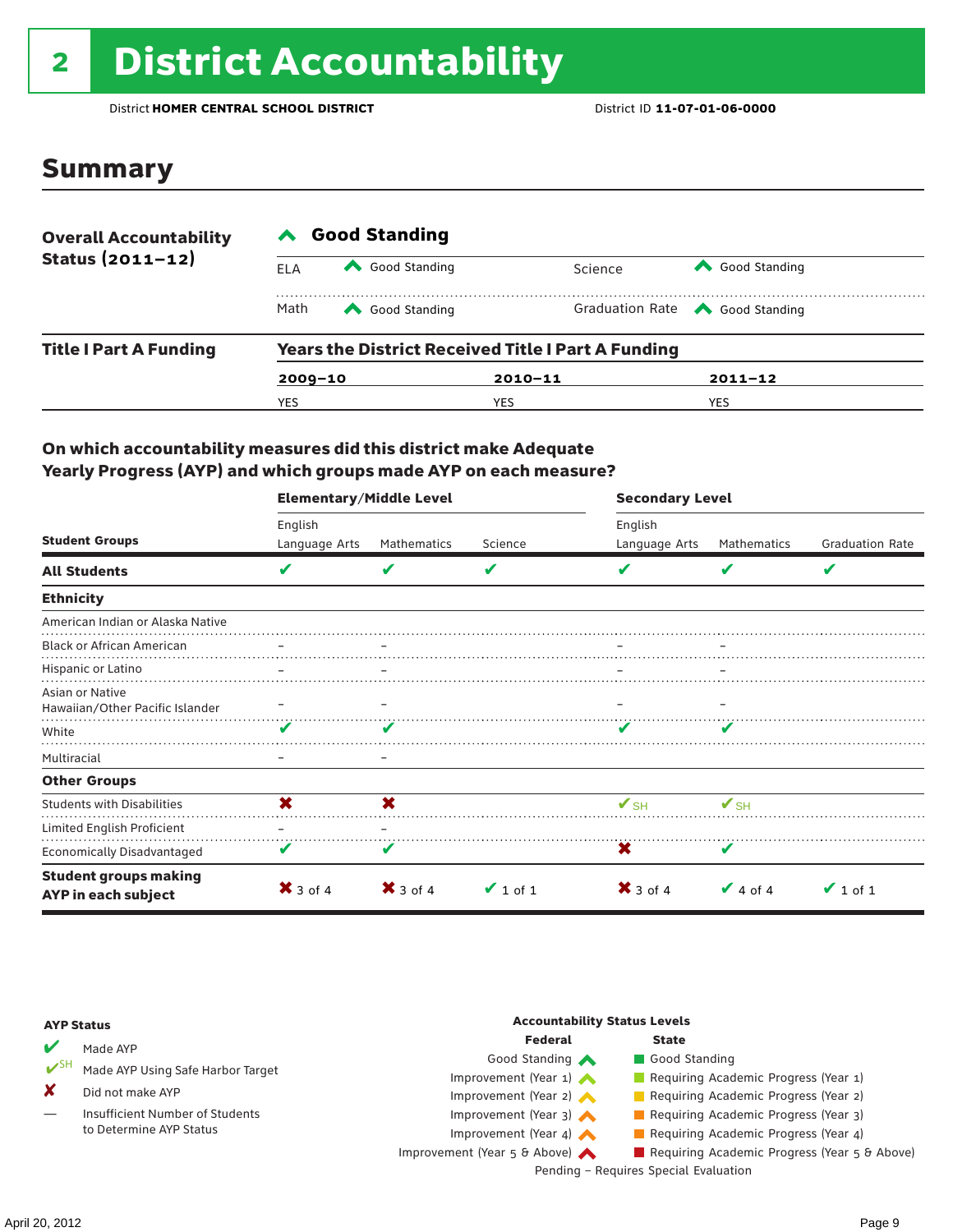# 2 District Accountability

District **HOMER CENTRAL SCHOOL DISTRICT** District ID **11-07-01-06-0000**

## Summary

| **Overall Accountability Status (2011–12)** | **Good Standing** | | |
|---|---|---|---|
| ELA | Good Standing | Science | Good Standing |
| Math | Good Standing | Graduation Rate | Good Standing |

**Title I Part A Funding**

| **Years the District Received Title I Part A Funding** | | |
|---|---|---|
| **2009–10** | **2010–11** | **2011–12** |
| YES | YES | YES |

### On which accountability measures did this district make Adequate Yearly Progress (AYP) and which groups made AYP on each measure?

| Student Groups | Elementary/Middle Level English Language Arts | Elementary/Middle Level Mathematics | Elementary/Middle Level Science | Secondary Level English Language Arts | Secondary Level Mathematics | Secondary Level Graduation Rate |
|---|---|---|---|---|---|---|
| **All Students** | ✔ | ✔ | ✔ | ✔ | ✔ | ✔ |
| **Ethnicity** | | | | | | |
| American Indian or Alaska Native | | | | | | |
| Black or African American | – | – | | – | – | |
| Hispanic or Latino | – | – | | – | – | |
| Asian or Native Hawaiian/Other Pacific Islander | – | – | | – | – | |
| White | ✔ | ✔ | | ✔ | ✔ | |
| Multiracial | – | – | | | | |
| **Other Groups** | | | | | | |
| Students with Disabilities | ✘ | ✘ | | ✔SH | ✔SH | |
| Limited English Proficient | – | – | | | | |
| Economically Disadvantaged | ✔ | ✔ | | ✘ | ✔ | |
| **Student groups making AYP in each subject** | ✘ 3 of 4 | ✘ 3 of 4 | ✔ 1 of 1 | ✘ 3 of 4 | ✔ 4 of 4 | ✔ 1 of 1 |

**AYP Status**

- ✔ Made AYP
- ✔SH Made AYP Using Safe Harbor Target
- ✘ Did not make AYP
- — Insufficient Number of Students to Determine AYP Status

**Accountability Status Levels**

| Federal | State |
|---|---|
| Good Standing | Good Standing |
| Improvement (Year 1) | Requiring Academic Progress (Year 1) |
| Improvement (Year 2) | Requiring Academic Progress (Year 2) |
| Improvement (Year 3) | Requiring Academic Progress (Year 3) |
| Improvement (Year 4) | Requiring Academic Progress (Year 4) |
| Improvement (Year 5 & Above) | Requiring Academic Progress (Year 5 & Above) |

Pending – Requires Special Evaluation

April 20, 2012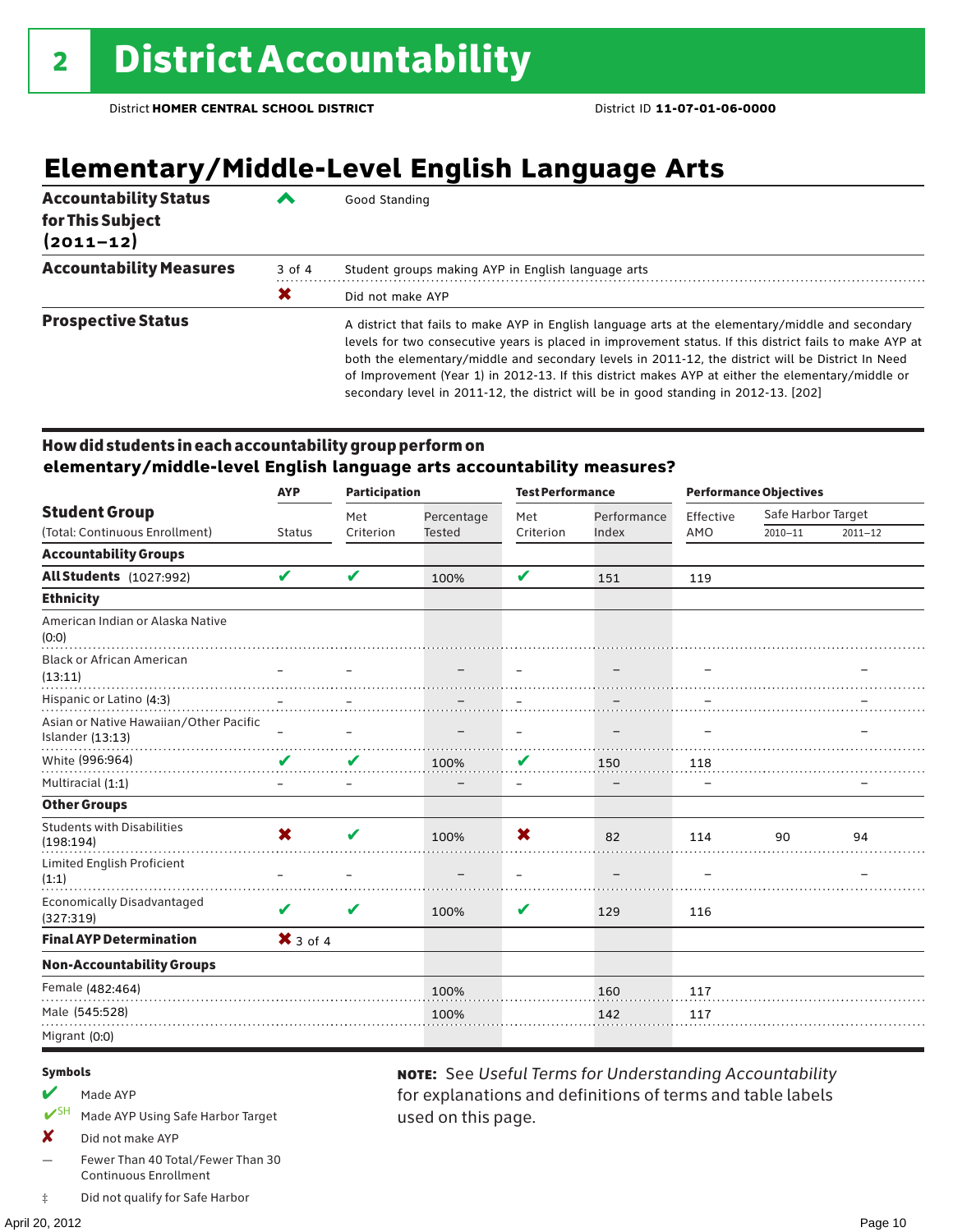# 2 District Accountability

District **HOMER CENTRAL SCHOOL DISTRICT** District ID **11-07-01-06-0000**

## Elementary/Middle-Level English Language Arts

| | | |
|---|---|---|
| **Accountability Status for This Subject (2011–12)** | ^ | Good Standing |
| **Accountability Measures** | 3 of 4 | Student groups making AYP in English language arts |
| | ✖ | Did not make AYP |
| **Prospective Status** | | A district that fails to make AYP in English language arts at the elementary/middle and secondary levels for two consecutive years is placed in improvement status. If this district fails to make AYP at both the elementary/middle and secondary levels in 2011-12, the district will be District In Need of Improvement (Year 1) in 2012-13. If this district makes AYP at either the elementary/middle or secondary level in 2011-12, the district will be in good standing in 2012-13. [202] |

### How did students in each accountability group perform on elementary/middle-level English language arts accountability measures?

| Student Group (Total: Continuous Enrollment) | AYP Status | Participation: Met Criterion | Participation: Percentage Tested | Test Performance: Met Criterion | Test Performance: Performance Index | Performance Objectives: Effective AMO | Safe Harbor Target 2010–11 | Safe Harbor Target 2011–12 |
|---|---|---|---|---|---|---|---|---|
| **Accountability Groups** | | | | | | | | |
| **All Students** (1027:992) | ✔ | ✔ | 100% | ✔ | 151 | 119 | | |
| **Ethnicity** | | | | | | | | |
| American Indian or Alaska Native (0:0) | | | | | | | | |
| Black or African American (13:11) | – | – | – | – | – | – | | – |
| Hispanic or Latino (4:3) | – | – | – | – | – | – | | – |
| Asian or Native Hawaiian/Other Pacific Islander (13:13) | – | – | – | – | – | – | | – |
| White (996:964) | ✔ | ✔ | 100% | ✔ | 150 | 118 | | |
| Multiracial (1:1) | – | – | – | – | – | – | | – |
| **Other Groups** | | | | | | | | |
| Students with Disabilities (198:194) | ✖ | ✔ | 100% | ✖ | 82 | 114 | 90 | 94 |
| Limited English Proficient (1:1) | – | – | – | – | – | – | | – |
| Economically Disadvantaged (327:319) | ✔ | ✔ | 100% | ✔ | 129 | 116 | | |
| **Final AYP Determination** | ✖ 3 of 4 | | | | | | | |
| **Non-Accountability Groups** | | | | | | | | |
| Female (482:464) | | | 100% | | 160 | 117 | | |
| Male (545:528) | | | 100% | | 142 | 117 | | |
| Migrant (0:0) | | | | | | | | |

**Symbols**

- ✔ Made AYP
- ✔SH Made AYP Using Safe Harbor Target
- ✖ Did not make AYP
- — Fewer Than 40 Total/Fewer Than 30 Continuous Enrollment
- ‡ Did not qualify for Safe Harbor

**NOTE:** See *Useful Terms for Understanding Accountability* for explanations and definitions of terms and table labels used on this page.

April 20, 2012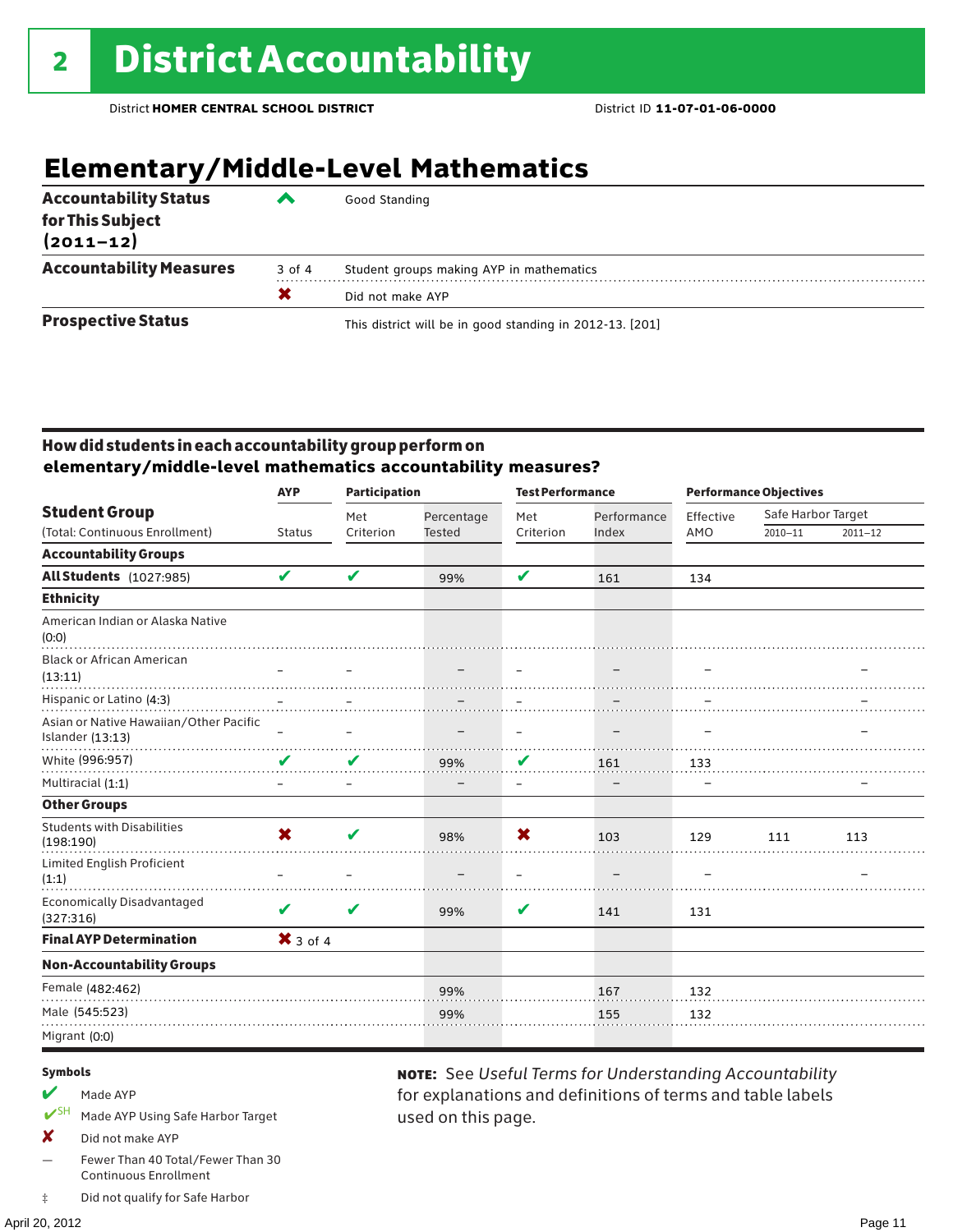# 2 District Accountability

District **HOMER CENTRAL SCHOOL DISTRICT** District ID **11-07-01-06-0000**

## Elementary/Middle-Level Mathematics

| | | |
|---|---|---|
| **Accountability Status for This Subject (2011–12)** | ^ | Good Standing |
| **Accountability Measures** | 3 of 4 | Student groups making AYP in mathematics |
| | ✘ | Did not make AYP |
| **Prospective Status** | | This district will be in good standing in 2012-13. [201] |

### How did students in each accountability group perform on elementary/middle-level mathematics accountability measures?

| Student Group (Total: Continuous Enrollment) | AYP Status | Participation: Met Criterion | Participation: Percentage Tested | Test Performance: Met Criterion | Test Performance: Performance Index | Performance Objectives: Effective AMO | Safe Harbor Target 2010–11 | Safe Harbor Target 2011–12 |
|---|---|---|---|---|---|---|---|---|
| **Accountability Groups** | | | | | | | | |
| **All Students** (1027:985) | ✔ | ✔ | 99% | ✔ | 161 | 134 | | |
| **Ethnicity** | | | | | | | | |
| American Indian or Alaska Native (0:0) | | | | | | | | |
| Black or African American (13:11) | – | – | – | – | – | – | | – |
| Hispanic or Latino (4:3) | – | – | – | – | – | – | | – |
| Asian or Native Hawaiian/Other Pacific Islander (13:13) | – | – | – | – | – | – | | – |
| White (996:957) | ✔ | ✔ | 99% | ✔ | 161 | 133 | | |
| Multiracial (1:1) | – | – | – | – | – | – | | – |
| **Other Groups** | | | | | | | | |
| Students with Disabilities (198:190) | ✘ | ✔ | 98% | ✘ | 103 | 129 | 111 | 113 |
| Limited English Proficient (1:1) | – | – | – | – | – | – | | – |
| Economically Disadvantaged (327:316) | ✔ | ✔ | 99% | ✔ | 141 | 131 | | |
| **Final AYP Determination** | ✘ 3 of 4 | | | | | | | |
| **Non-Accountability Groups** | | | | | | | | |
| Female (482:462) | | | 99% | | 167 | 132 | | |
| Male (545:523) | | | 99% | | 155 | 132 | | |
| Migrant (0:0) | | | | | | | | |

**Symbols**

- ✔ Made AYP
- ✔SH Made AYP Using Safe Harbor Target
- ✘ Did not make AYP
- — Fewer Than 40 Total/Fewer Than 30 Continuous Enrollment
- ‡ Did not qualify for Safe Harbor

**NOTE:** See *Useful Terms for Understanding Accountability* for explanations and definitions of terms and table labels used on this page.

April 20, 2012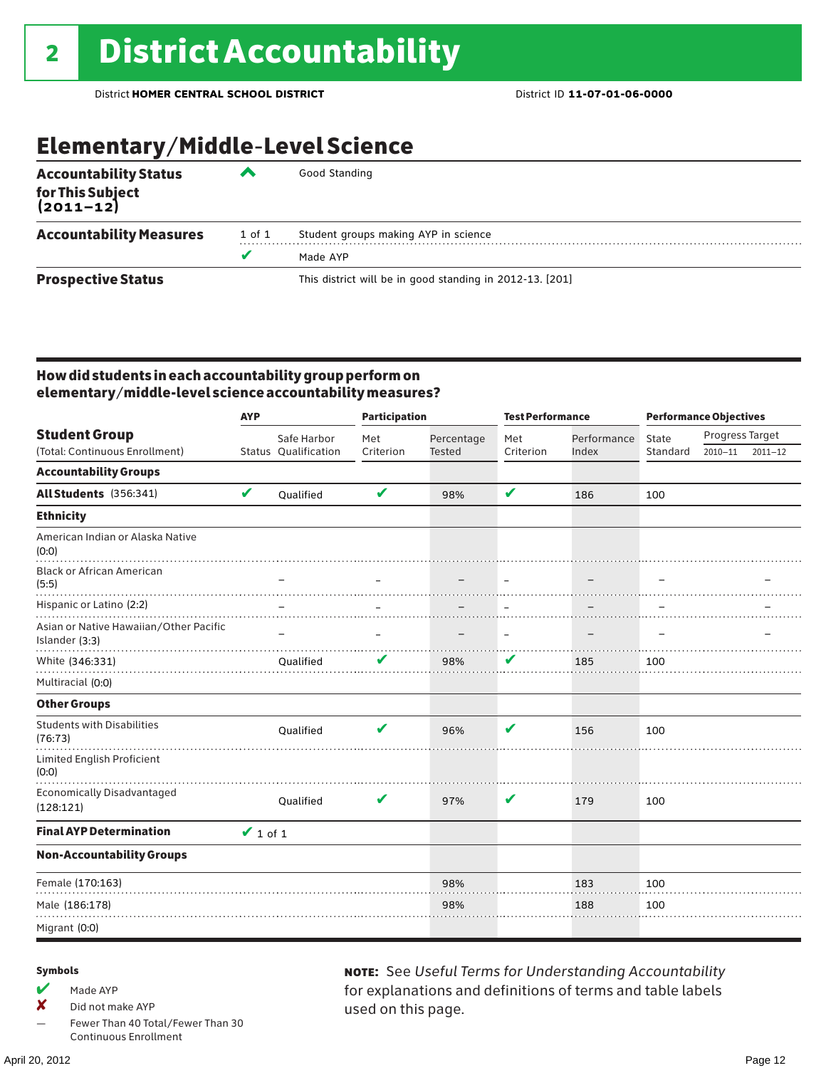# 2 District Accountability

District **HOMER CENTRAL SCHOOL DISTRICT** District ID **11-07-01-06-0000**

## Elementary/Middle-Level Science

| | | |
|---|---|---|
| **Accountability Status for This Subject (2011–12)** | ^ | Good Standing |
| **Accountability Measures** | 1 of 1 | Student groups making AYP in science |
| | ✔ | Made AYP |
| **Prospective Status** | | This district will be in good standing in 2012-13. [201] |

### How did students in each accountability group perform on elementary/middle-level science accountability measures?

| Student Group (Total: Continuous Enrollment) | AYP Status | AYP Safe Harbor Qualification | Participation Met Criterion | Participation Percentage Tested | Test Performance Met Criterion | Test Performance Performance Index | Performance Objectives State Standard | Progress Target 2010–11 | Progress Target 2011–12 |
|---|---|---|---|---|---|---|---|---|---|
| **Accountability Groups** | | | | | | | | | |
| **All Students** (356:341) | ✔ | Qualified | ✔ | 98% | ✔ | 186 | 100 | | |
| **Ethnicity** | | | | | | | | | |
| American Indian or Alaska Native (0:0) | | | | | | | | | |
| Black or African American (5:5) | | – | – | – | – | – | – | | – |
| Hispanic or Latino (2:2) | | – | – | – | – | – | – | | – |
| Asian or Native Hawaiian/Other Pacific Islander (3:3) | | – | – | – | – | – | – | | – |
| White (346:331) | | Qualified | ✔ | 98% | ✔ | 185 | 100 | | |
| Multiracial (0:0) | | | | | | | | | |
| **Other Groups** | | | | | | | | | |
| Students with Disabilities (76:73) | | Qualified | ✔ | 96% | ✔ | 156 | 100 | | |
| Limited English Proficient (0:0) | | | | | | | | | |
| Economically Disadvantaged (128:121) | | Qualified | ✔ | 97% | ✔ | 179 | 100 | | |
| **Final AYP Determination** | ✔ 1 of 1 | | | | | | | | |
| **Non-Accountability Groups** | | | | | | | | | |
| Female (170:163) | | | | 98% | | 183 | 100 | | |
| Male (186:178) | | | | 98% | | 188 | 100 | | |
| Migrant (0:0) | | | | | | | | | |

**Symbols**

- ✔ Made AYP
- ✘ Did not make AYP
- — Fewer Than 40 Total/Fewer Than 30 Continuous Enrollment

**NOTE:** See *Useful Terms for Understanding Accountability* for explanations and definitions of terms and table labels used on this page.

April 20, 2012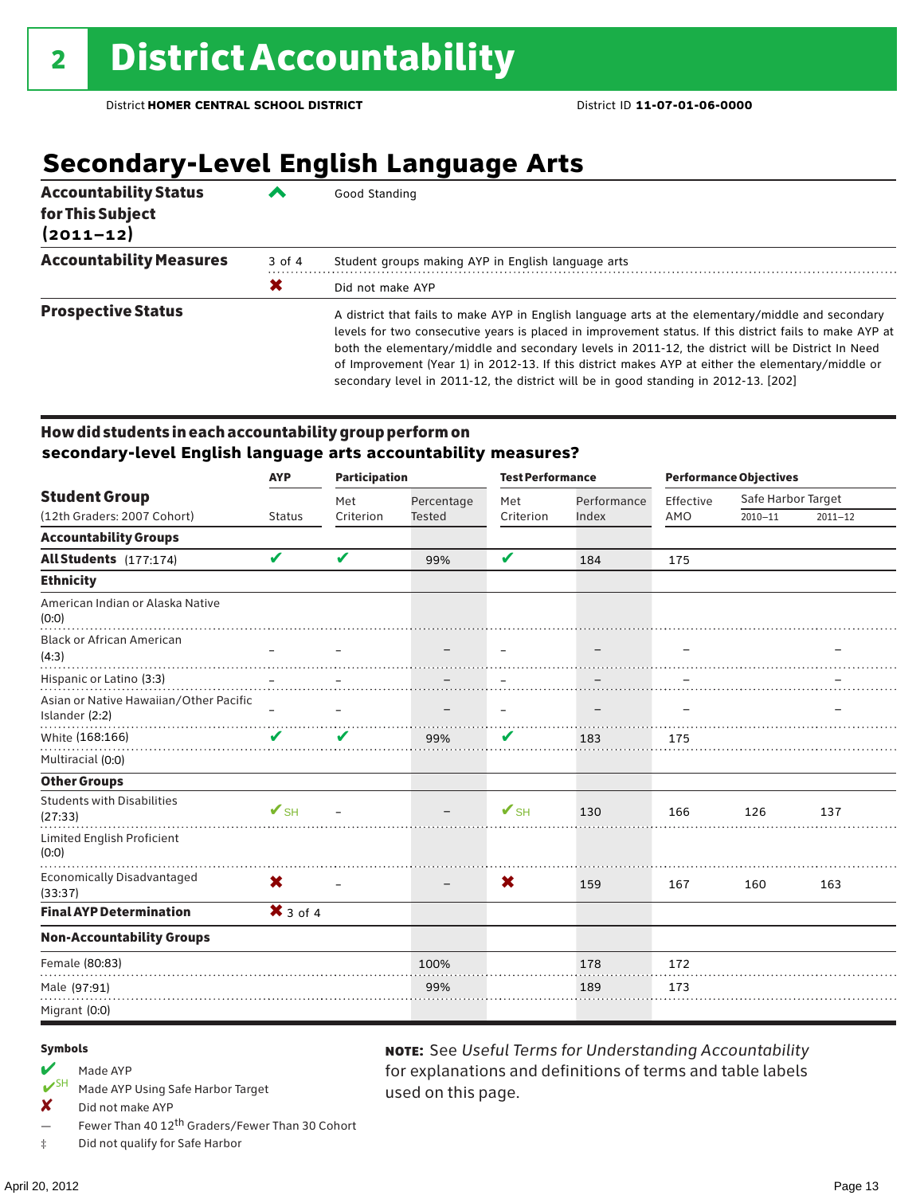# 2 District Accountability

District **HOMER CENTRAL SCHOOL DISTRICT** District ID **11-07-01-06-0000**

## Secondary-Level English Language Arts

| | | |
|---|---|---|
| **Accountability Status for This Subject (2011–12)** | ^ | Good Standing |
| **Accountability Measures** | 3 of 4 | Student groups making AYP in English language arts |
| | ✖ | Did not make AYP |
| **Prospective Status** | | A district that fails to make AYP in English language arts at the elementary/middle and secondary levels for two consecutive years is placed in improvement status. If this district fails to make AYP at both the elementary/middle and secondary levels in 2011-12, the district will be District In Need of Improvement (Year 1) in 2012-13. If this district makes AYP at either the elementary/middle or secondary level in 2011-12, the district will be in good standing in 2012-13. [202] |

### How did students in each accountability group perform on secondary-level English language arts accountability measures?

| Student Group (12th Graders: 2007 Cohort) | AYP Status | Participation: Met Criterion | Participation: Percentage Tested | Test Performance: Met Criterion | Test Performance: Performance Index | Performance Objectives: Effective AMO | Safe Harbor Target 2010–11 | Safe Harbor Target 2011–12 |
|---|---|---|---|---|---|---|---|---|
| **Accountability Groups** | | | | | | | | |
| **All Students** (177:174) | ✔ | ✔ | 99% | ✔ | 184 | 175 | | |
| **Ethnicity** | | | | | | | | |
| American Indian or Alaska Native (0:0) | | | | | | | | |
| Black or African American (4:3) | – | – | – | – | – | – | | – |
| Hispanic or Latino (3:3) | – | – | – | – | – | – | | – |
| Asian or Native Hawaiian/Other Pacific Islander (2:2) | – | – | – | – | – | – | | – |
| White (168:166) | ✔ | ✔ | 99% | ✔ | 183 | 175 | | |
| Multiracial (0:0) | | | | | | | | |
| **Other Groups** | | | | | | | | |
| Students with Disabilities (27:33) | ✔SH | – | – | ✔SH | 130 | 166 | 126 | 137 |
| Limited English Proficient (0:0) | | | | | | | | |
| Economically Disadvantaged (33:37) | ✖ | – | – | ✖ | 159 | 167 | 160 | 163 |
| **Final AYP Determination** | ✖ 3 of 4 | | | | | | | |
| **Non-Accountability Groups** | | | | | | | | |
| Female (80:83) | | | 100% | | 178 | 172 | | |
| Male (97:91) | | | 99% | | 189 | 173 | | |
| Migrant (0:0) | | | | | | | | |

**Symbols**

- ✔ Made AYP
- ✔SH Made AYP Using Safe Harbor Target
- ✖ Did not make AYP
- — Fewer Than 40 12th Graders/Fewer Than 30 Cohort
- ‡ Did not qualify for Safe Harbor

**NOTE:** See *Useful Terms for Understanding Accountability* for explanations and definitions of terms and table labels used on this page.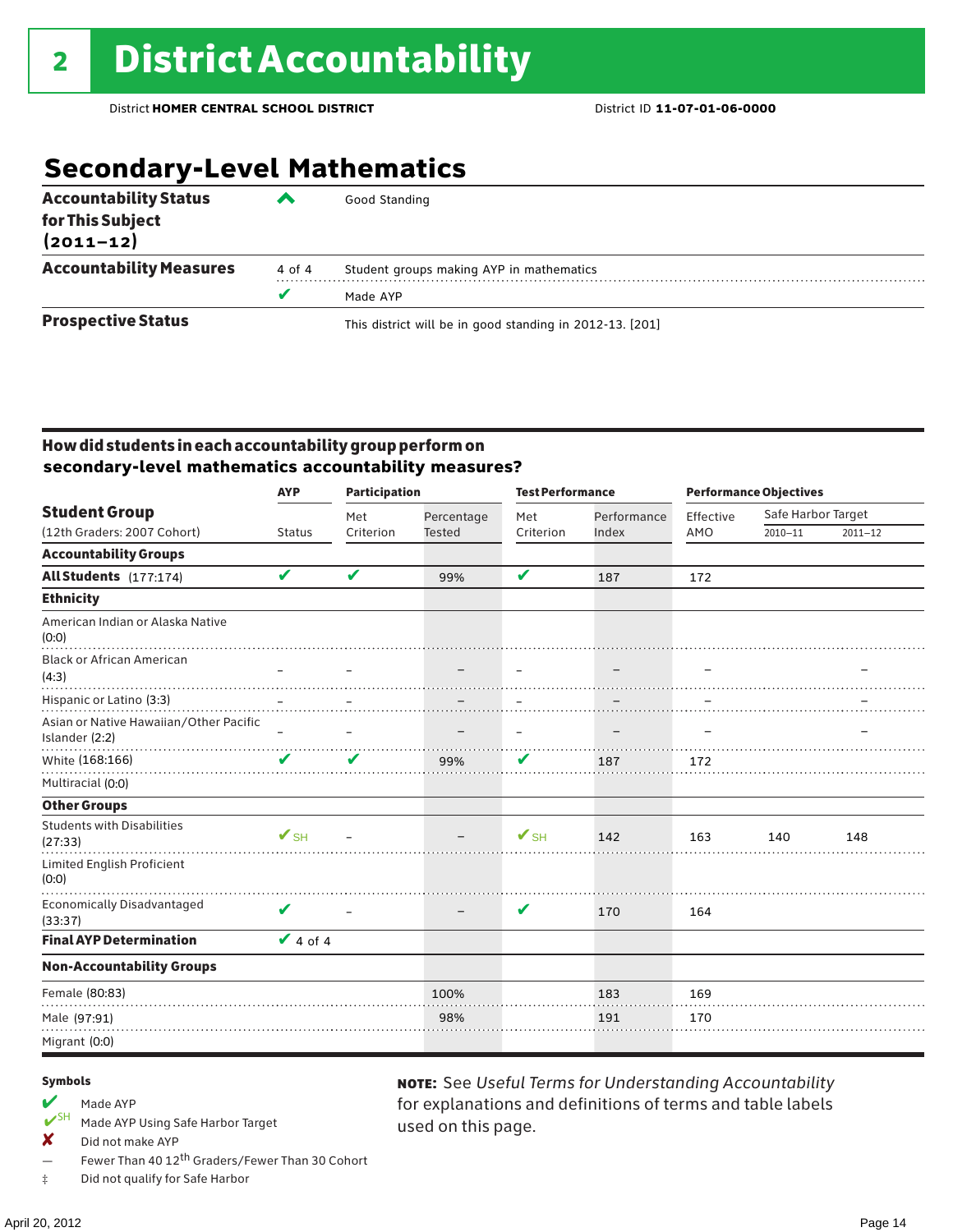# 2 District Accountability

District **HOMER CENTRAL SCHOOL DISTRICT** District ID **11-07-01-06-0000**

## Secondary-Level Mathematics

| | | |
|---|---|---|
| **Accountability Status for This Subject (2011–12)** | ^ | Good Standing |
| **Accountability Measures** | 4 of 4 | Student groups making AYP in mathematics |
| | ✔ | Made AYP |
| **Prospective Status** | | This district will be in good standing in 2012-13. [201] |

### How did students in each accountability group perform on secondary-level mathematics accountability measures?

| Student Group (12th Graders: 2007 Cohort) | AYP Status | Participation: Met Criterion | Participation: Percentage Tested | Test Performance: Met Criterion | Test Performance: Performance Index | Performance Objectives: Effective AMO | Safe Harbor Target 2010–11 | Safe Harbor Target 2011–12 |
|---|---|---|---|---|---|---|---|---|
| **Accountability Groups** | | | | | | | | |
| **All Students** (177:174) | ✔ | ✔ | 99% | ✔ | 187 | 172 | | |
| **Ethnicity** | | | | | | | | |
| American Indian or Alaska Native (0:0) | | | | | | | | |
| Black or African American (4:3) | – | – | – | – | – | – | | – |
| Hispanic or Latino (3:3) | – | – | – | – | – | – | | – |
| Asian or Native Hawaiian/Other Pacific Islander (2:2) | – | – | – | – | – | – | | – |
| White (168:166) | ✔ | ✔ | 99% | ✔ | 187 | 172 | | |
| Multiracial (0:0) | | | | | | | | |
| **Other Groups** | | | | | | | | |
| Students with Disabilities (27:33) | ✔SH | – | – | ✔SH | 142 | 163 | 140 | 148 |
| Limited English Proficient (0:0) | | | | | | | | |
| Economically Disadvantaged (33:37) | ✔ | – | – | ✔ | 170 | 164 | | |
| **Final AYP Determination** | ✔ 4 of 4 | | | | | | | |
| **Non-Accountability Groups** | | | | | | | | |
| Female (80:83) | | | 100% | | 183 | 169 | | |
| Male (97:91) | | | 98% | | 191 | 170 | | |
| Migrant (0:0) | | | | | | | | |

**Symbols**

- ✔ Made AYP
- ✔SH Made AYP Using Safe Harbor Target
- ✘ Did not make AYP
- — Fewer Than 40 12th Graders/Fewer Than 30 Cohort
- ‡ Did not qualify for Safe Harbor

**NOTE:** See *Useful Terms for Understanding Accountability* for explanations and definitions of terms and table labels used on this page.

April 20, 2012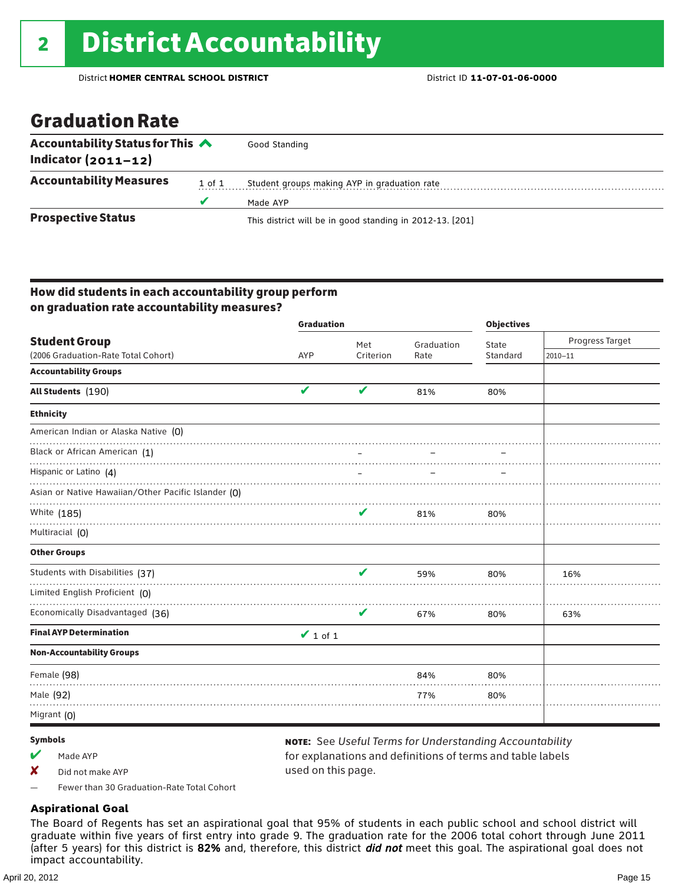# 2 District Accountability

District **HOMER CENTRAL SCHOOL DISTRICT** District ID **11-07-01-06-0000**

## Graduation Rate

| | | |
|---|---|---|
| **Accountability Status for This Indicator (2011–12)** ^ | | Good Standing |
| **Accountability Measures** | 1 of 1 | Student groups making AYP in graduation rate |
| | ✔ | Made AYP |
| **Prospective Status** | | This district will be in good standing in 2012-13. [201] |

### How did students in each accountability group perform on graduation rate accountability measures?

| Student Group (2006 Graduation-Rate Total Cohort) | Graduation: AYP | Graduation: Met Criterion | Graduation: Graduation Rate | Objectives: State Standard | Objectives: Progress Target 2010–11 |
|---|---|---|---|---|---|
| **Accountability Groups** | | | | | |
| **All Students** (190) | ✔ | ✔ | 81% | 80% | |
| **Ethnicity** | | | | | |
| American Indian or Alaska Native (0) | | | | | |
| Black or African American (1) | | – | – | – | |
| Hispanic or Latino (4) | | – | – | – | |
| Asian or Native Hawaiian/Other Pacific Islander (0) | | | | | |
| White (185) | | ✔ | 81% | 80% | |
| Multiracial (0) | | | | | |
| **Other Groups** | | | | | |
| Students with Disabilities (37) | | ✔ | 59% | 80% | 16% |
| Limited English Proficient (0) | | | | | |
| Economically Disadvantaged (36) | | ✔ | 67% | 80% | 63% |
| **Final AYP Determination** | ✔ 1 of 1 | | | | |
| **Non-Accountability Groups** | | | | | |
| Female (98) | | | 84% | 80% | |
| Male (92) | | | 77% | 80% | |
| Migrant (0) | | | | | |

**Symbols**

- ✔ Made AYP
- ✘ Did not make AYP
- — Fewer than 30 Graduation-Rate Total Cohort

**NOTE:** See *Useful Terms for Understanding Accountability* for explanations and definitions of terms and table labels used on this page.

### Aspirational Goal

The Board of Regents has set an aspirational goal that 95% of students in each public school and school district will graduate within five years of first entry into grade 9. The graduation rate for the 2006 total cohort through June 2011 (after 5 years) for this district is **82%** and, therefore, this district ***did not*** meet this goal. The aspirational goal does not impact accountability.

April 20, 2012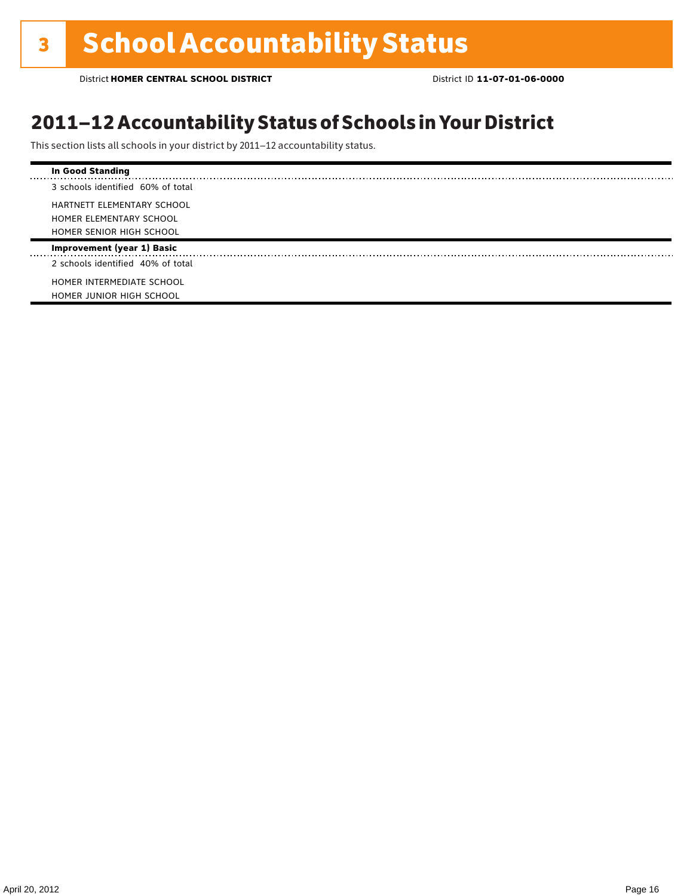# 3 School Accountability Status

District **HOMER CENTRAL SCHOOL DISTRICT** District ID **11-07-01-06-0000**

## 2011–12 Accountability Status of Schools in Your District

This section lists all schools in your district by 2011–12 accountability status.

**In Good Standing**

3 schools identified 60% of total

HARTNETT ELEMENTARY SCHOOL
HOMER ELEMENTARY SCHOOL
HOMER SENIOR HIGH SCHOOL

**Improvement (year 1) Basic**

2 schools identified 40% of total

HOMER INTERMEDIATE SCHOOL
HOMER JUNIOR HIGH SCHOOL

April 20, 2012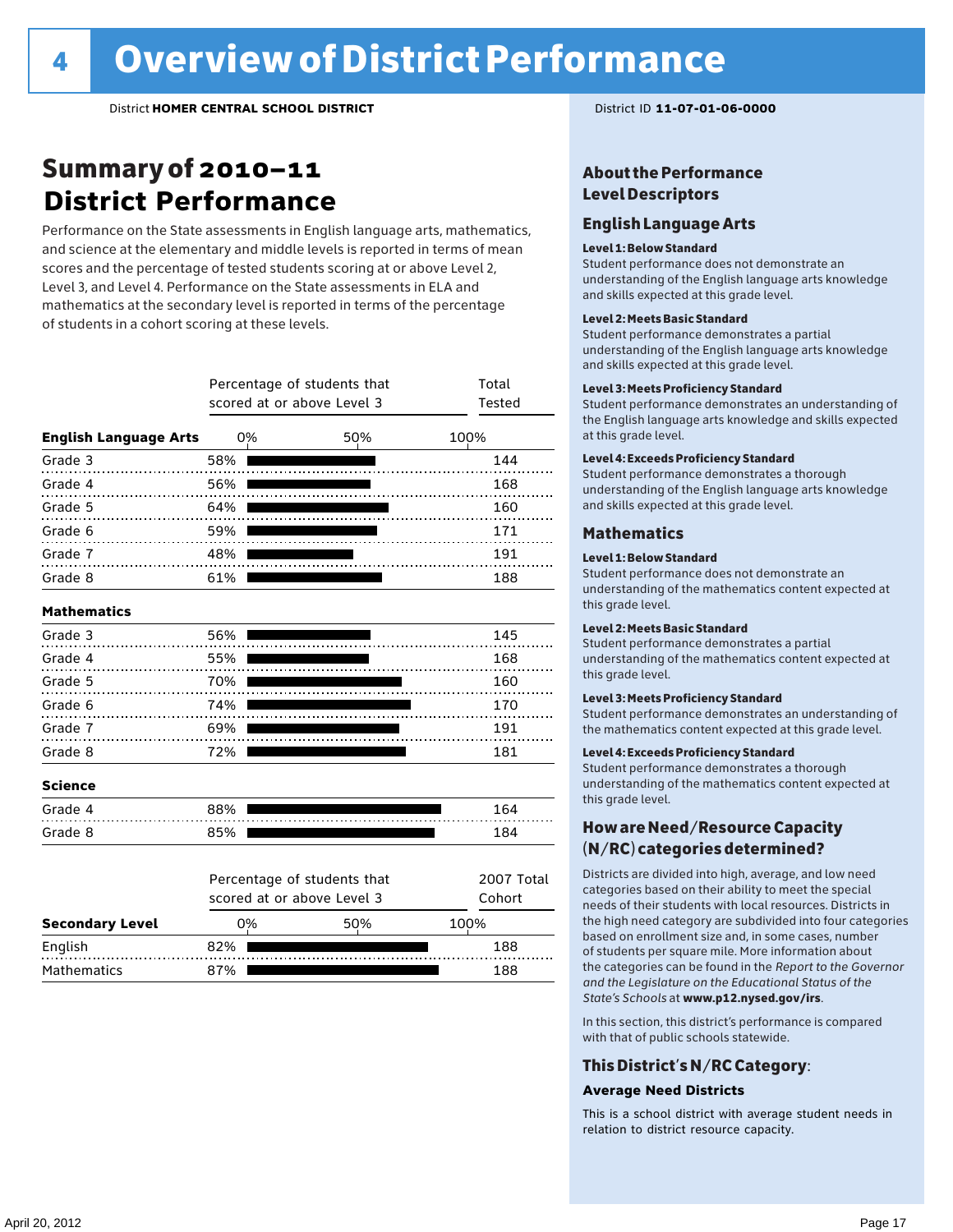# 4 Overview of District Performance

District **HOMER CENTRAL SCHOOL DISTRICT** District ID **11-07-01-06-0000**

## Summary of 2010–11 District Performance

Performance on the State assessments in English language arts, mathematics, and science at the elementary and middle levels is reported in terms of mean scores and the percentage of tested students scoring at or above Level 2, Level 3, and Level 4. Performance on the State assessments in ELA and mathematics at the secondary level is reported in terms of the percentage of students in a cohort scoring at these levels.

| | Percentage of students that scored at or above Level 3 | Total Tested |
|---|---|---|
| **English Language Arts** | | |
| Grade 3 | 58% | 144 |
| Grade 4 | 56% | 168 |
| Grade 5 | 64% | 160 |
| Grade 6 | 59% | 171 |
| Grade 7 | 48% | 191 |
| Grade 8 | 61% | 188 |
| **Mathematics** | | |
| Grade 3 | 56% | 145 |
| Grade 4 | 55% | 168 |
| Grade 5 | 70% | 160 |
| Grade 6 | 74% | 170 |
| Grade 7 | 69% | 191 |
| Grade 8 | 72% | 181 |
| **Science** | | |
| Grade 4 | 88% | 164 |
| Grade 8 | 85% | 184 |

| **Secondary Level** | Percentage of students that scored at or above Level 3 | 2007 Total Cohort |
|---|---|---|
| English | 82% | 188 |
| Mathematics | 87% | 188 |

### About the Performance Level Descriptors

#### English Language Arts

**Level 1: Below Standard**
Student performance does not demonstrate an understanding of the English language arts knowledge and skills expected at this grade level.

**Level 2: Meets Basic Standard**
Student performance demonstrates a partial understanding of the English language arts knowledge and skills expected at this grade level.

**Level 3: Meets Proficiency Standard**
Student performance demonstrates an understanding of the English language arts knowledge and skills expected at this grade level.

**Level 4: Exceeds Proficiency Standard**
Student performance demonstrates a thorough understanding of the English language arts knowledge and skills expected at this grade level.

#### Mathematics

**Level 1: Below Standard**
Student performance does not demonstrate an understanding of the mathematics content expected at this grade level.

**Level 2: Meets Basic Standard**
Student performance demonstrates a partial understanding of the mathematics content expected at this grade level.

**Level 3: Meets Proficiency Standard**
Student performance demonstrates an understanding of the mathematics content expected at this grade level.

**Level 4: Exceeds Proficiency Standard**
Student performance demonstrates a thorough understanding of the mathematics content expected at this grade level.

### How are Need/Resource Capacity (N/RC) categories determined?

Districts are divided into high, average, and low need categories based on their ability to meet the special needs of their students with local resources. Districts in the high need category are subdivided into four categories based on enrollment size and, in some cases, number of students per square mile. More information about the categories can be found in the *Report to the Governor and the Legislature on the Educational Status of the State's Schools* at **www.p12.nysed.gov/irs**.

In this section, this district's performance is compared with that of public schools statewide.

### This District's N/RC Category:

**Average Need Districts**

This is a school district with average student needs in relation to district resource capacity.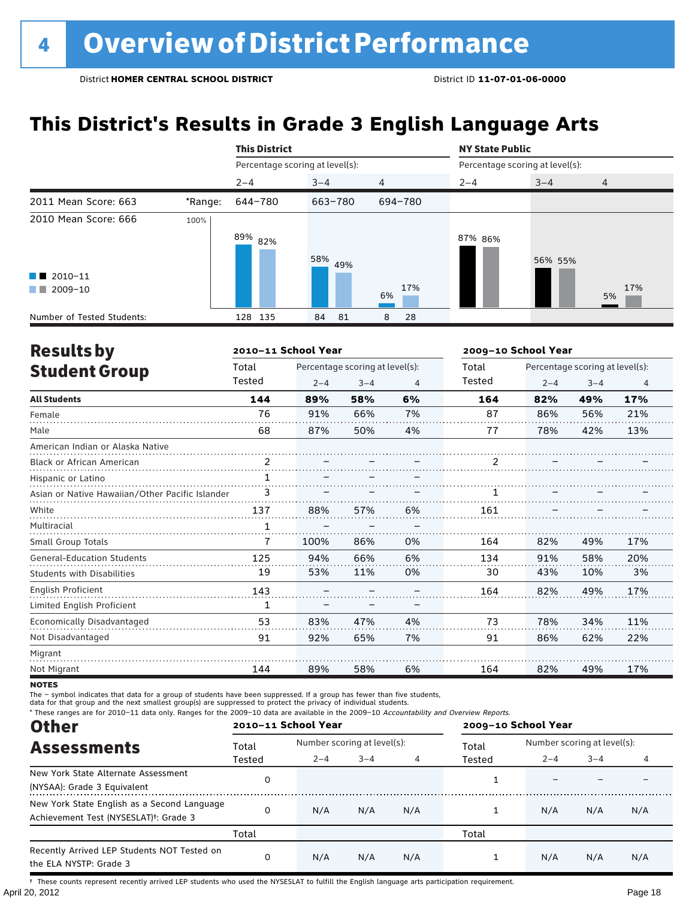# 4 Overview of District Performance

District **HOMER CENTRAL SCHOOL DISTRICT** District ID **11-07-01-06-0000**

## This District's Results in Grade 3 English Language Arts

| | | This District | | | NY State Public | | |
|---|---|---|---|---|---|---|---|
| | | Percentage scoring at level(s): | | | Percentage scoring at level(s): | | |
| | | 2–4 | 3–4 | 4 | 2–4 | 3–4 | 4 |
| 2011 Mean Score: 663 | *Range: | 644–780 | 663–780 | 694–780 | | | |
| 2010 Mean Score: 666 | 2010–11 | 89% | 58% | 6% | 87% | 56% | 5% |
| | 2009–10 | 82% | 49% | 17% | 86% | 55% | 17% |
| Number of Tested Students: | 2010–11 | 128 | 84 | 8 | | | |
| | 2009–10 | 135 | 81 | 28 | | | |

## Results by Student Group

| | 2010–11 School Year | | | | 2009–10 School Year | | | |
|---|---|---|---|---|---|---|---|---|
| | Total Tested | Percentage scoring at level(s): 2–4 | 3–4 | 4 | Total Tested | Percentage scoring at level(s): 2–4 | 3–4 | 4 |
| **All Students** | **144** | **89%** | **58%** | **6%** | **164** | **82%** | **49%** | **17%** |
| Female | 76 | 91% | 66% | 7% | 87 | 86% | 56% | 21% |
| Male | 68 | 87% | 50% | 4% | 77 | 78% | 42% | 13% |
| American Indian or Alaska Native | | | | | | | | |
| Black or African American | 2 | – | – | – | 2 | – | – | – |
| Hispanic or Latino | 1 | – | – | – | | | | |
| Asian or Native Hawaiian/Other Pacific Islander | 3 | – | – | – | 1 | – | – | – |
| White | 137 | 88% | 57% | 6% | 161 | – | – | – |
| Multiracial | 1 | – | – | – | | | | |
| Small Group Totals | 7 | 100% | 86% | 0% | 164 | 82% | 49% | 17% |
| General-Education Students | 125 | 94% | 66% | 6% | 134 | 91% | 58% | 20% |
| Students with Disabilities | 19 | 53% | 11% | 0% | 30 | 43% | 10% | 3% |
| English Proficient | 143 | – | – | – | 164 | 82% | 49% | 17% |
| Limited English Proficient | 1 | – | – | – | | | | |
| Economically Disadvantaged | 53 | 83% | 47% | 4% | 73 | 78% | 34% | 11% |
| Not Disadvantaged | 91 | 92% | 65% | 7% | 91 | 86% | 62% | 22% |
| Migrant | | | | | | | | |
| Not Migrant | 144 | 89% | 58% | 6% | 164 | 82% | 49% | 17% |

**NOTES**

The – symbol indicates that data for a group of students have been suppressed. If a group has fewer than five students, data for that group and the next smallest group(s) are suppressed to protect the privacy of individual students.

\* These ranges are for 2010–11 data only. Ranges for the 2009–10 data are available in the 2009–10 *Accountability and Overview Reports*.

## Other Assessments

| | 2010–11 School Year | | | | 2009–10 School Year | | | |
|---|---|---|---|---|---|---|---|---|
| | Total Tested | Number scoring at level(s): 2–4 | 3–4 | 4 | Total Tested | Number scoring at level(s): 2–4 | 3–4 | 4 |
| New York State Alternate Assessment (NYSAA): Grade 3 Equivalent | 0 | | | | 1 | – | – | – |
| New York State English as a Second Language Achievement Test (NYSESLAT)†: Grade 3 | 0 | N/A | N/A | N/A | 1 | N/A | N/A | N/A |
| | Total | | | | Total | | | |
| Recently Arrived LEP Students NOT Tested on the ELA NYSTP: Grade 3 | 0 | N/A | N/A | N/A | 1 | N/A | N/A | N/A |

† These counts represent recently arrived LEP students who used the NYSESLAT to fulfill the English language arts participation requirement.

April 20, 2012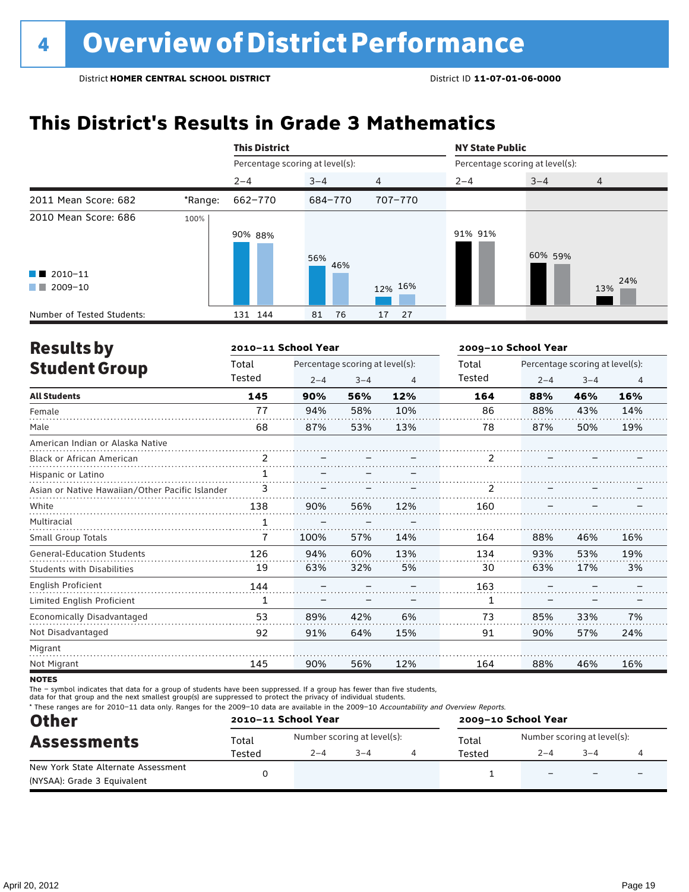# 4 Overview of District Performance

District **HOMER CENTRAL SCHOOL DISTRICT** District ID **11-07-01-06-0000**

## This District's Results in Grade 3 Mathematics

| | | This District | | | NY State Public | | |
|---|---|---|---|---|---|---|---|
| | | Percentage scoring at level(s): | | | Percentage scoring at level(s): | | |
| | | 2–4 | 3–4 | 4 | 2–4 | 3–4 | 4 |
| 2011 Mean Score: 682 | *Range: | 662–770 | 684–770 | 707–770 | | | |
| 2010 Mean Score: 686 | | | | | | | |
| 2010–11 | | 90% | 56% | 12% | 91% | 60% | 13% |
| 2009–10 | | 88% | 46% | 16% | 91% | 59% | 24% |
| Number of Tested Students: 2010–11 | | 131 | 81 | 17 | | | |
| Number of Tested Students: 2009–10 | | 144 | 76 | 27 | | | |

## Results by Student Group

| | 2010–11 School Year | | | | 2009–10 School Year | | | |
|---|---|---|---|---|---|---|---|---|
| | Total Tested | Percentage scoring at level(s): 2–4 | 3–4 | 4 | Total Tested | Percentage scoring at level(s): 2–4 | 3–4 | 4 |
| **All Students** | **145** | **90%** | **56%** | **12%** | **164** | **88%** | **46%** | **16%** |
| Female | 77 | 94% | 58% | 10% | 86 | 88% | 43% | 14% |
| Male | 68 | 87% | 53% | 13% | 78 | 87% | 50% | 19% |
| American Indian or Alaska Native | | | | | | | | |
| Black or African American | 2 | – | – | – | 2 | – | – | – |
| Hispanic or Latino | 1 | – | – | – | | | | |
| Asian or Native Hawaiian/Other Pacific Islander | 3 | – | – | – | 2 | – | – | – |
| White | 138 | 90% | 56% | 12% | 160 | – | – | – |
| Multiracial | 1 | – | – | – | | | | |
| Small Group Totals | 7 | 100% | 57% | 14% | 164 | 88% | 46% | 16% |
| General-Education Students | 126 | 94% | 60% | 13% | 134 | 93% | 53% | 19% |
| Students with Disabilities | 19 | 63% | 32% | 5% | 30 | 63% | 17% | 3% |
| English Proficient | 144 | – | – | – | 163 | – | – | – |
| Limited English Proficient | 1 | – | – | – | 1 | – | – | – |
| Economically Disadvantaged | 53 | 89% | 42% | 6% | 73 | 85% | 33% | 7% |
| Not Disadvantaged | 92 | 91% | 64% | 15% | 91 | 90% | 57% | 24% |
| Migrant | | | | | | | | |
| Not Migrant | 145 | 90% | 56% | 12% | 164 | 88% | 46% | 16% |

**NOTES**

The – symbol indicates that data for a group of students have been suppressed. If a group has fewer than five students, data for that group and the next smallest group(s) are suppressed to protect the privacy of individual students.

* These ranges are for 2010–11 data only. Ranges for the 2009–10 data are available in the 2009–10 *Accountability and Overview Reports*.

## Other Assessments

| | 2010–11 School Year | | | | 2009–10 School Year | | | |
|---|---|---|---|---|---|---|---|---|
| | Total Tested | Number scoring at level(s): 2–4 | 3–4 | 4 | Total Tested | Number scoring at level(s): 2–4 | 3–4 | 4 |
| New York State Alternate Assessment (NYSAA): Grade 3 Equivalent | 0 | | | | 1 | – | – | – |

April 20, 2012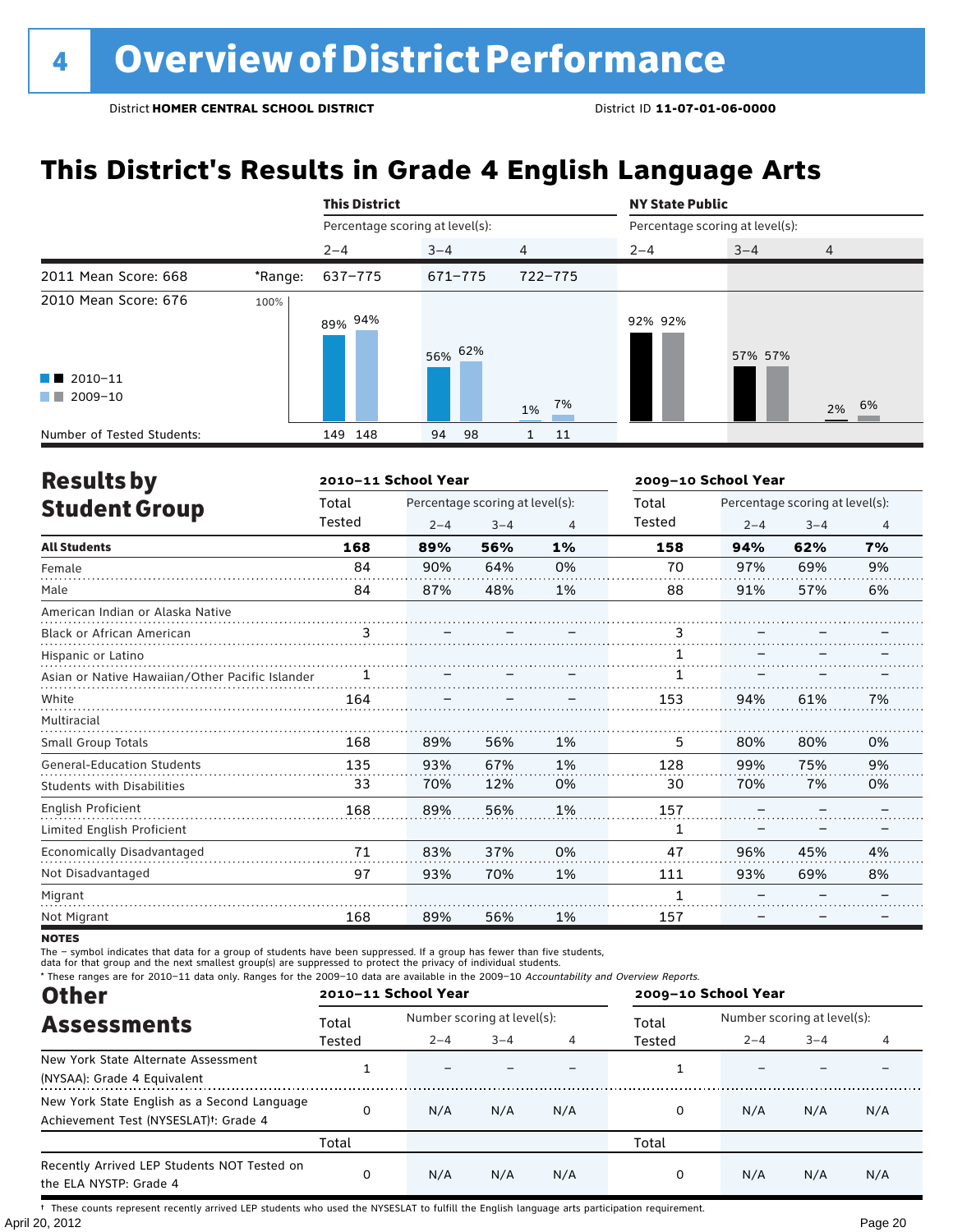# 4 Overview of District Performance

District **HOMER CENTRAL SCHOOL DISTRICT** District ID **11-07-01-06-0000**

## This District's Results in Grade 4 English Language Arts

| | | This District | | | NY State Public | | |
|---|---|---|---|---|---|---|---|
| | | Percentage scoring at level(s): | | | Percentage scoring at level(s): | | |
| | | 2–4 | 3–4 | 4 | 2–4 | 3–4 | 4 |
| 2011 Mean Score: 668 | *Range: | 637–775 | 671–775 | 722–775 | | | |
| 2010 Mean Score: 676 | | | | | | | |
| 2010–11 | | 89% | 56% | 1% | 92% | 57% | 2% |
| 2009–10 | | 94% | 62% | 7% | 92% | 57% | 6% |
| Number of Tested Students: 2010–11 | | 149 | 94 | 1 | | | |
| Number of Tested Students: 2009–10 | | 148 | 98 | 11 | | | |

## Results by Student Group

| | 2010–11 School Year | | | | 2009–10 School Year | | | |
|---|---|---|---|---|---|---|---|---|
| | Total Tested | Percentage scoring at level(s): 2–4 | 3–4 | 4 | Total Tested | Percentage scoring at level(s): 2–4 | 3–4 | 4 |
| **All Students** | **168** | **89%** | **56%** | **1%** | **158** | **94%** | **62%** | **7%** |
| Female | 84 | 90% | 64% | 0% | 70 | 97% | 69% | 9% |
| Male | 84 | 87% | 48% | 1% | 88 | 91% | 57% | 6% |
| American Indian or Alaska Native | | | | | | | | |
| Black or African American | 3 | – | – | – | 3 | – | – | – |
| Hispanic or Latino | | | | | 1 | – | – | – |
| Asian or Native Hawaiian/Other Pacific Islander | 1 | – | – | – | 1 | – | – | – |
| White | 164 | – | – | – | 153 | 94% | 61% | 7% |
| Multiracial | | | | | | | | |
| Small Group Totals | 168 | 89% | 56% | 1% | 5 | 80% | 80% | 0% |
| General-Education Students | 135 | 93% | 67% | 1% | 128 | 99% | 75% | 9% |
| Students with Disabilities | 33 | 70% | 12% | 0% | 30 | 70% | 7% | 0% |
| English Proficient | 168 | 89% | 56% | 1% | 157 | – | – | – |
| Limited English Proficient | | | | | 1 | – | – | – |
| Economically Disadvantaged | 71 | 83% | 37% | 0% | 47 | 96% | 45% | 4% |
| Not Disadvantaged | 97 | 93% | 70% | 1% | 111 | 93% | 69% | 8% |
| Migrant | | | | | 1 | – | – | – |
| Not Migrant | 168 | 89% | 56% | 1% | 157 | – | – | – |

**NOTES**

The – symbol indicates that data for a group of students have been suppressed. If a group has fewer than five students, data for that group and the next smallest group(s) are suppressed to protect the privacy of individual students.

\* These ranges are for 2010–11 data only. Ranges for the 2009–10 data are available in the 2009–10 *Accountability and Overview Reports*.

## Other Assessments

| | 2010–11 School Year | | | | 2009–10 School Year | | | |
|---|---|---|---|---|---|---|---|---|
| | Total Tested | Number scoring at level(s): 2–4 | 3–4 | 4 | Total Tested | Number scoring at level(s): 2–4 | 3–4 | 4 |
| New York State Alternate Assessment (NYSAA): Grade 4 Equivalent | 1 | – | – | – | 1 | – | – | – |
| New York State English as a Second Language Achievement Test (NYSESLAT)†: Grade 4 | 0 | N/A | N/A | N/A | 0 | N/A | N/A | N/A |
| | Total | | | | Total | | | |
| Recently Arrived LEP Students NOT Tested on the ELA NYSTP: Grade 4 | 0 | N/A | N/A | N/A | 0 | N/A | N/A | N/A |

† These counts represent recently arrived LEP students who used the NYSESLAT to fulfill the English language arts participation requirement.

April 20, 2012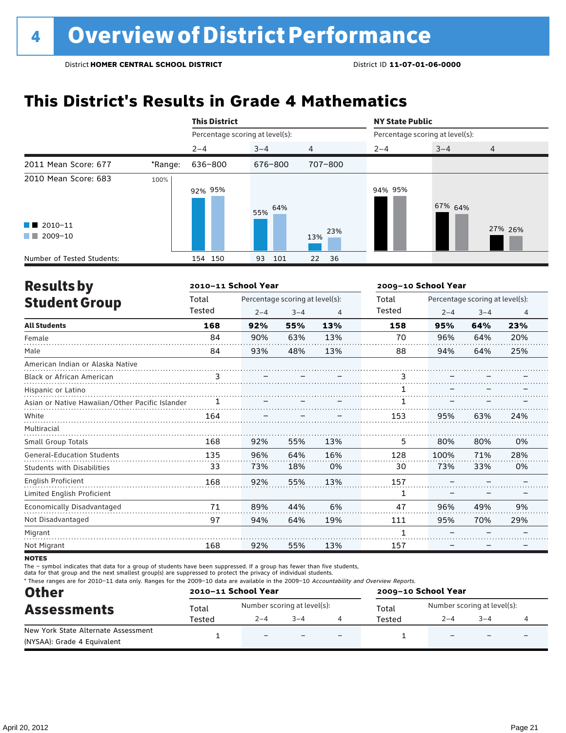# 4 Overview of District Performance

District **HOMER CENTRAL SCHOOL DISTRICT** District ID **11-07-01-06-0000**

## This District's Results in Grade 4 Mathematics

| | | This District | | | NY State Public | | |
|---|---|---|---|---|---|---|---|
| | | Percentage scoring at level(s): | | | Percentage scoring at level(s): | | |
| | | 2–4 | 3–4 | 4 | 2–4 | 3–4 | 4 |
| 2011 Mean Score: 677 | *Range: | 636–800 | 676–800 | 707–800 | | | |
| 2010 Mean Score: 683 | | | | | | | |
| 2010–11 | | 92% | 55% | 13% | 94% | 67% | 27% |
| 2009–10 | | 95% | 64% | 23% | 95% | 64% | 26% |
| Number of Tested Students: 2010–11 | | 154 | 93 | 22 | | | |
| Number of Tested Students: 2009–10 | | 150 | 101 | 36 | | | |

## Results by Student Group

| | 2010–11 School Year | | | | 2009–10 School Year | | | |
|---|---|---|---|---|---|---|---|---|
| | Total Tested | Percentage scoring at level(s): 2–4 | 3–4 | 4 | Total Tested | Percentage scoring at level(s): 2–4 | 3–4 | 4 |
| **All Students** | **168** | **92%** | **55%** | **13%** | **158** | **95%** | **64%** | **23%** |
| Female | 84 | 90% | 63% | 13% | 70 | 96% | 64% | 20% |
| Male | 84 | 93% | 48% | 13% | 88 | 94% | 64% | 25% |
| American Indian or Alaska Native | | | | | | | | |
| Black or African American | 3 | – | – | – | 3 | – | – | – |
| Hispanic or Latino | | | | | 1 | – | – | – |
| Asian or Native Hawaiian/Other Pacific Islander | 1 | – | – | – | 1 | – | – | – |
| White | 164 | – | – | – | 153 | 95% | 63% | 24% |
| Multiracial | | | | | | | | |
| Small Group Totals | 168 | 92% | 55% | 13% | 5 | 80% | 80% | 0% |
| General-Education Students | 135 | 96% | 64% | 16% | 128 | 100% | 71% | 28% |
| Students with Disabilities | 33 | 73% | 18% | 0% | 30 | 73% | 33% | 0% |
| English Proficient | 168 | 92% | 55% | 13% | 157 | – | – | – |
| Limited English Proficient | | | | | 1 | – | – | – |
| Economically Disadvantaged | 71 | 89% | 44% | 6% | 47 | 96% | 49% | 9% |
| Not Disadvantaged | 97 | 94% | 64% | 19% | 111 | 95% | 70% | 29% |
| Migrant | | | | | 1 | – | – | – |
| Not Migrant | 168 | 92% | 55% | 13% | 157 | – | – | – |

**NOTES**

The – symbol indicates that data for a group of students have been suppressed. If a group has fewer than five students, data for that group and the next smallest group(s) are suppressed to protect the privacy of individual students.

\* These ranges are for 2010–11 data only. Ranges for the 2009–10 data are available in the 2009–10 *Accountability and Overview Reports*.

## Other Assessments

| | 2010–11 School Year | | | | 2009–10 School Year | | | |
|---|---|---|---|---|---|---|---|---|
| | Total Tested | Number scoring at level(s): 2–4 | 3–4 | 4 | Total Tested | Number scoring at level(s): 2–4 | 3–4 | 4 |
| New York State Alternate Assessment (NYSAA): Grade 4 Equivalent | 1 | – | – | – | 1 | – | – | – |

April 20, 2012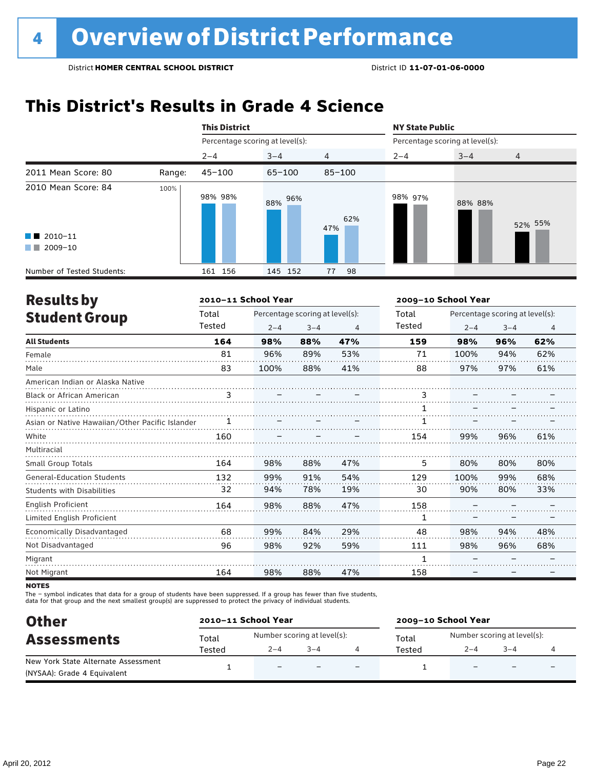# 4 Overview of District Performance

District **HOMER CENTRAL SCHOOL DISTRICT** District ID **11-07-01-06-0000**

## This District's Results in Grade 4 Science

| | | This District | | | NY State Public | | |
|---|---|---|---|---|---|---|---|
| | | Percentage scoring at level(s): | | | Percentage scoring at level(s): | | |
| | | 2–4 | 3–4 | 4 | 2–4 | 3–4 | 4 |
| 2011 Mean Score: 80 | Range: | 45–100 | 65–100 | 85–100 | | | |
| 2010 Mean Score: 84 | 2010–11 | 98% | 88% | 47% | 98% | 88% | 52% |
| | 2009–10 | 98% | 96% | 62% | 97% | 88% | 55% |
| Number of Tested Students: | 2010–11 | 161 | 145 | 77 | | | |
| | 2009–10 | 156 | 152 | 98 | | | |

## Results by Student Group

| | 2010–11 School Year | | | | 2009–10 School Year | | | |
|---|---|---|---|---|---|---|---|---|
| | Total Tested | Percentage scoring at level(s): 2–4 | 3–4 | 4 | Total Tested | Percentage scoring at level(s): 2–4 | 3–4 | 4 |
| **All Students** | **164** | **98%** | **88%** | **47%** | **159** | **98%** | **96%** | **62%** |
| Female | 81 | 96% | 89% | 53% | 71 | 100% | 94% | 62% |
| Male | 83 | 100% | 88% | 41% | 88 | 97% | 97% | 61% |
| American Indian or Alaska Native | | | | | | | | |
| Black or African American | 3 | – | – | – | 3 | – | – | – |
| Hispanic or Latino | | | | | 1 | – | – | – |
| Asian or Native Hawaiian/Other Pacific Islander | 1 | – | – | – | 1 | – | – | – |
| White | 160 | – | – | – | 154 | 99% | 96% | 61% |
| Multiracial | | | | | | | | |
| Small Group Totals | 164 | 98% | 88% | 47% | 5 | 80% | 80% | 80% |
| General-Education Students | 132 | 99% | 91% | 54% | 129 | 100% | 99% | 68% |
| Students with Disabilities | 32 | 94% | 78% | 19% | 30 | 90% | 80% | 33% |
| English Proficient | 164 | 98% | 88% | 47% | 158 | – | – | – |
| Limited English Proficient | | | | | 1 | – | – | – |
| Economically Disadvantaged | 68 | 99% | 84% | 29% | 48 | 98% | 94% | 48% |
| Not Disadvantaged | 96 | 98% | 92% | 59% | 111 | 98% | 96% | 68% |
| Migrant | | | | | 1 | – | – | – |
| Not Migrant | 164 | 98% | 88% | 47% | 158 | – | – | – |

**NOTES**

The – symbol indicates that data for a group of students have been suppressed. If a group has fewer than five students, data for that group and the next smallest group(s) are suppressed to protect the privacy of individual students.

## Other Assessments

| | 2010–11 School Year | | | | 2009–10 School Year | | | |
|---|---|---|---|---|---|---|---|---|
| | Total Tested | Number scoring at level(s): 2–4 | 3–4 | 4 | Total Tested | Number scoring at level(s): 2–4 | 3–4 | 4 |
| New York State Alternate Assessment (NYSAA): Grade 4 Equivalent | 1 | – | – | – | 1 | – | – | – |

April 20, 2012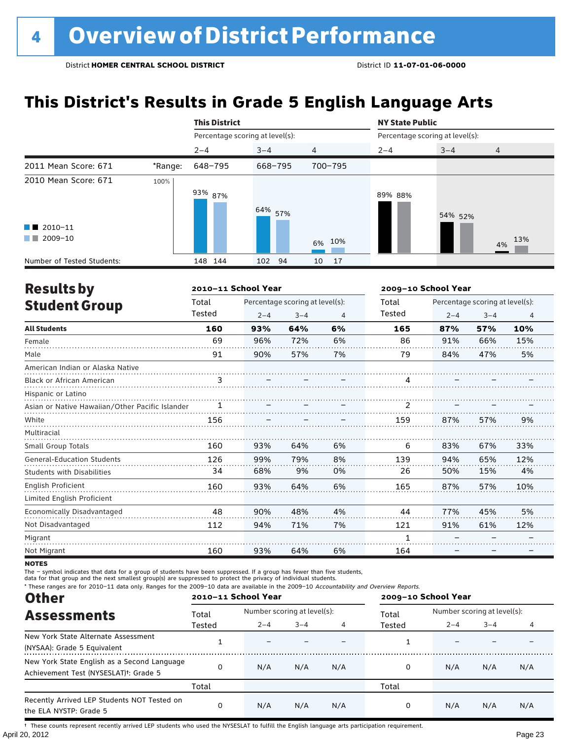# 4 Overview of District Performance

District **HOMER CENTRAL SCHOOL DISTRICT** District ID **11-07-01-06-0000**

## This District's Results in Grade 5 English Language Arts

| | | This District | | | NY State Public | | |
|---|---|---|---|---|---|---|---|
| | | Percentage scoring at level(s): | | | Percentage scoring at level(s): | | |
| | | 2–4 | 3–4 | 4 | 2–4 | 3–4 | 4 |
| 2011 Mean Score: 671 | *Range: | 648–795 | 668–795 | 700–795 | | | |
| 2010 Mean Score: 671 | 2010–11 | 93% | 64% | 6% | 89% | 54% | 4% |
| | 2009–10 | 87% | 57% | 10% | 88% | 52% | 13% |
| Number of Tested Students: | 2010–11 | 148 | 102 | 10 | | | |
| | 2009–10 | 144 | 94 | 17 | | | |

## Results by Student Group

| | 2010–11 School Year | | | | 2009–10 School Year | | | |
|---|---|---|---|---|---|---|---|---|
| | Total Tested | Percentage scoring at level(s): 2–4 | 3–4 | 4 | Total Tested | Percentage scoring at level(s): 2–4 | 3–4 | 4 |
| **All Students** | **160** | **93%** | **64%** | **6%** | **165** | **87%** | **57%** | **10%** |
| Female | 69 | 96% | 72% | 6% | 86 | 91% | 66% | 15% |
| Male | 91 | 90% | 57% | 7% | 79 | 84% | 47% | 5% |
| American Indian or Alaska Native | | | | | | | | |
| Black or African American | 3 | – | – | – | 4 | – | – | – |
| Hispanic or Latino | | | | | | | | |
| Asian or Native Hawaiian/Other Pacific Islander | 1 | – | – | – | 2 | – | – | – |
| White | 156 | – | – | – | 159 | 87% | 57% | 9% |
| Multiracial | | | | | | | | |
| Small Group Totals | 160 | 93% | 64% | 6% | 6 | 83% | 67% | 33% |
| General-Education Students | 126 | 99% | 79% | 8% | 139 | 94% | 65% | 12% |
| Students with Disabilities | 34 | 68% | 9% | 0% | 26 | 50% | 15% | 4% |
| English Proficient | 160 | 93% | 64% | 6% | 165 | 87% | 57% | 10% |
| Limited English Proficient | | | | | | | | |
| Economically Disadvantaged | 48 | 90% | 48% | 4% | 44 | 77% | 45% | 5% |
| Not Disadvantaged | 112 | 94% | 71% | 7% | 121 | 91% | 61% | 12% |
| Migrant | | | | | 1 | – | – | – |
| Not Migrant | 160 | 93% | 64% | 6% | 164 | – | – | – |

**NOTES**

The – symbol indicates that data for a group of students have been suppressed. If a group has fewer than five students, data for that group and the next smallest group(s) are suppressed to protect the privacy of individual students.

* These ranges are for 2010–11 data only. Ranges for the 2009–10 data are available in the 2009–10 *Accountability and Overview Reports.*

## Other Assessments

| | 2010–11 School Year | | | | 2009–10 School Year | | | |
|---|---|---|---|---|---|---|---|---|
| | Total Tested | Number scoring at level(s): 2–4 | 3–4 | 4 | Total Tested | Number scoring at level(s): 2–4 | 3–4 | 4 |
| New York State Alternate Assessment (NYSAA): Grade 5 Equivalent | 1 | – | – | – | 1 | – | – | – |
| New York State English as a Second Language Achievement Test (NYSESLAT)†: Grade 5 | 0 | N/A | N/A | N/A | 0 | N/A | N/A | N/A |
| | Total | | | | Total | | | |
| Recently Arrived LEP Students NOT Tested on the ELA NYSTP: Grade 5 | 0 | N/A | N/A | N/A | 0 | N/A | N/A | N/A |

† These counts represent recently arrived LEP students who used the NYSESLAT to fulfill the English language arts participation requirement.

April 20, 2012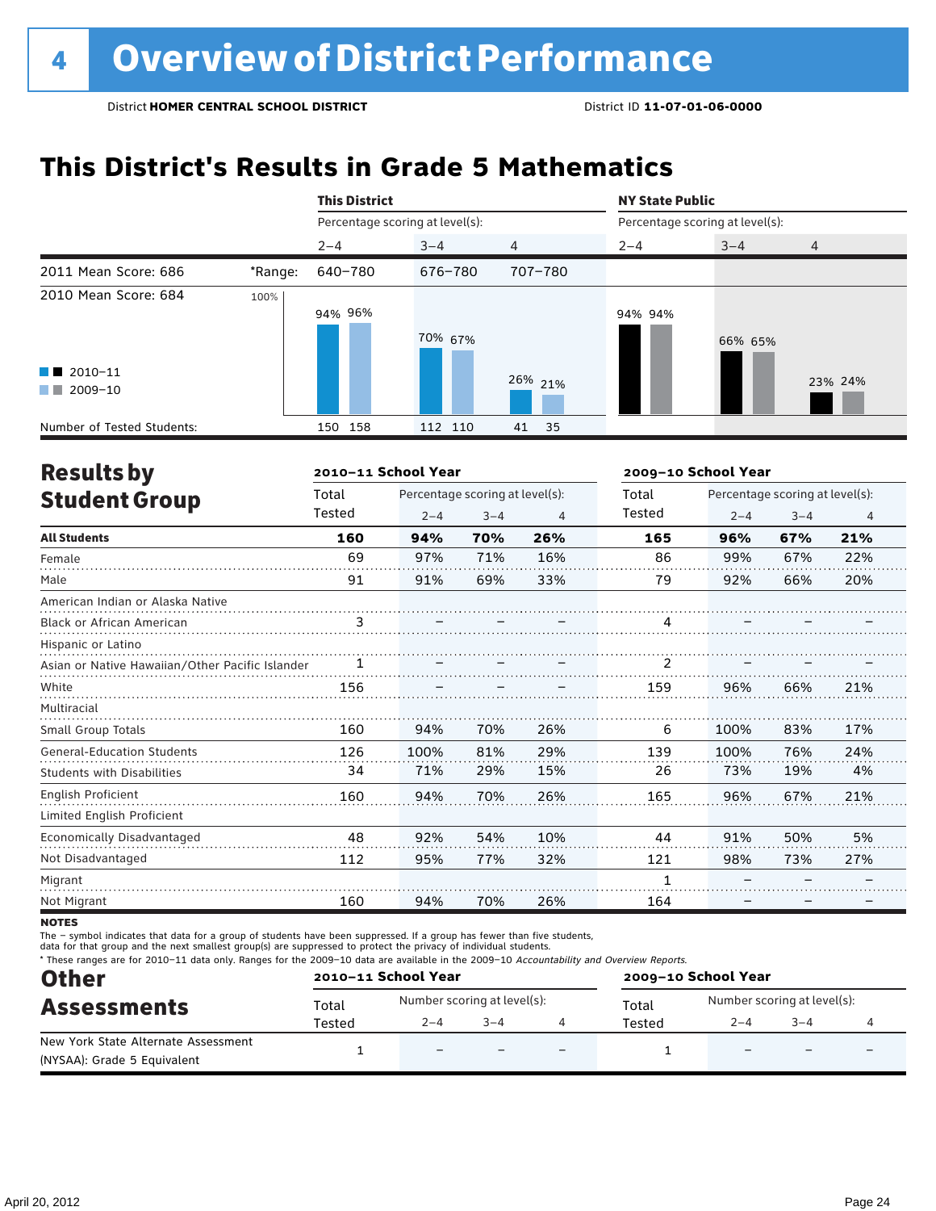# 4 Overview of District Performance

District **HOMER CENTRAL SCHOOL DISTRICT** District ID **11-07-01-06-0000**

## This District's Results in Grade 5 Mathematics

| | | This District | | | NY State Public | | |
|---|---|---|---|---|---|---|---|
| | | Percentage scoring at level(s): | | | Percentage scoring at level(s): | | |
| | | 2–4 | 3–4 | 4 | 2–4 | 3–4 | 4 |
| 2011 Mean Score: 686 | *Range: | 640–780 | 676–780 | 707–780 | | | |
| 2010 Mean Score: 684 | 2010–11 | 94% | 70% | 26% | 94% | 66% | 23% |
| | 2009–10 | 96% | 67% | 21% | 94% | 65% | 24% |
| Number of Tested Students: | 2010–11 | 150 | 112 | 41 | | | |
| | 2009–10 | 158 | 110 | 35 | | | |

## Results by Student Group

| | 2010–11 School Year | | | | 2009–10 School Year | | | |
|---|---|---|---|---|---|---|---|---|
| | Total Tested | Percentage scoring at level(s): 2–4 | 3–4 | 4 | Total Tested | Percentage scoring at level(s): 2–4 | 3–4 | 4 |
| **All Students** | **160** | **94%** | **70%** | **26%** | **165** | **96%** | **67%** | **21%** |
| Female | 69 | 97% | 71% | 16% | 86 | 99% | 67% | 22% |
| Male | 91 | 91% | 69% | 33% | 79 | 92% | 66% | 20% |
| American Indian or Alaska Native | | | | | | | | |
| Black or African American | 3 | – | – | – | 4 | – | – | – |
| Hispanic or Latino | | | | | | | | |
| Asian or Native Hawaiian/Other Pacific Islander | 1 | – | – | – | 2 | – | – | – |
| White | 156 | – | – | – | 159 | 96% | 66% | 21% |
| Multiracial | | | | | | | | |
| Small Group Totals | 160 | 94% | 70% | 26% | 6 | 100% | 83% | 17% |
| General-Education Students | 126 | 100% | 81% | 29% | 139 | 100% | 76% | 24% |
| Students with Disabilities | 34 | 71% | 29% | 15% | 26 | 73% | 19% | 4% |
| English Proficient | 160 | 94% | 70% | 26% | 165 | 96% | 67% | 21% |
| Limited English Proficient | | | | | | | | |
| Economically Disadvantaged | 48 | 92% | 54% | 10% | 44 | 91% | 50% | 5% |
| Not Disadvantaged | 112 | 95% | 77% | 32% | 121 | 98% | 73% | 27% |
| Migrant | | | | | 1 | – | – | – |
| Not Migrant | 160 | 94% | 70% | 26% | 164 | – | – | – |

**NOTES**

The – symbol indicates that data for a group of students have been suppressed. If a group has fewer than five students, data for that group and the next smallest group(s) are suppressed to protect the privacy of individual students.

* These ranges are for 2010–11 data only. Ranges for the 2009–10 data are available in the 2009–10 *Accountability and Overview Reports*.

## Other Assessments

| | 2010–11 School Year | | | | 2009–10 School Year | | | |
|---|---|---|---|---|---|---|---|---|
| | Total Tested | Number scoring at level(s): 2–4 | 3–4 | 4 | Total Tested | Number scoring at level(s): 2–4 | 3–4 | 4 |
| New York State Alternate Assessment (NYSAA): Grade 5 Equivalent | 1 | – | – | – | 1 | – | – | – |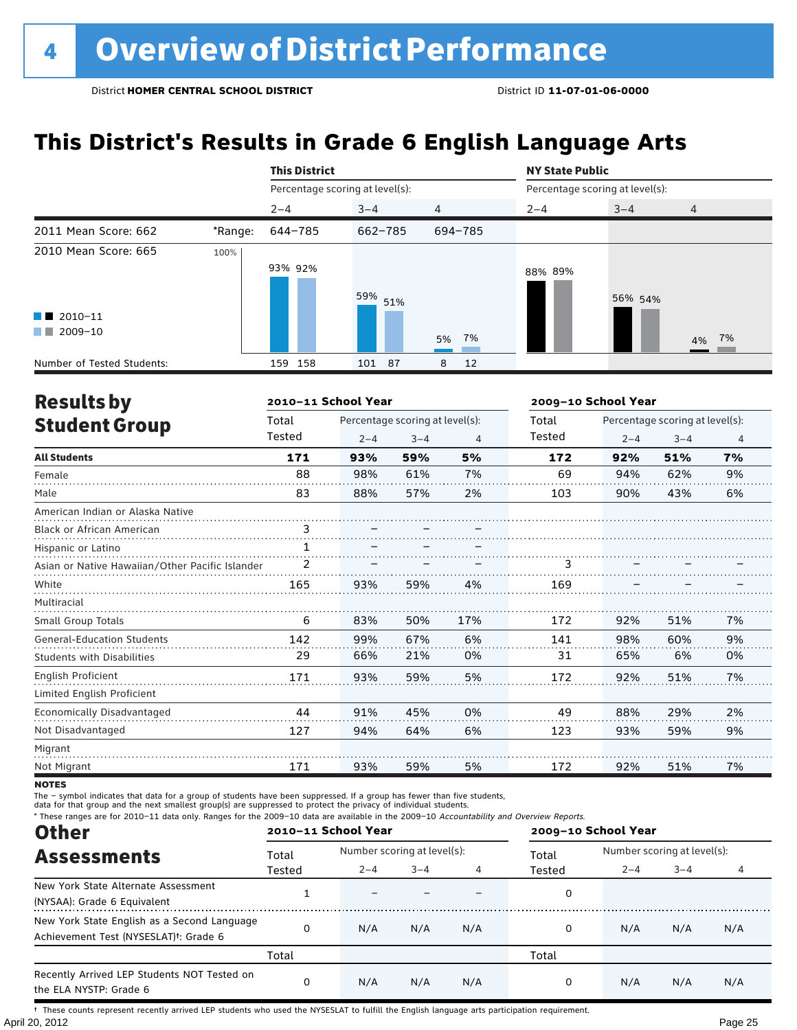# 4 Overview of District Performance

District **HOMER CENTRAL SCHOOL DISTRICT** District ID **11-07-01-06-0000**

## This District's Results in Grade 6 English Language Arts

| | | This District | | | NY State Public | | |
|---|---|---|---|---|---|---|---|
| | | Percentage scoring at level(s): | | | Percentage scoring at level(s): | | |
| | | 2–4 | 3–4 | 4 | 2–4 | 3–4 | 4 |
| 2011 Mean Score: 662 | *Range: | 644–785 | 662–785 | 694–785 | | | |
| 2010 Mean Score: 665 | 2010–11 | 93% | 59% | 5% | 88% | 56% | 4% |
| | 2009–10 | 92% | 51% | 7% | 89% | 54% | 7% |
| Number of Tested Students: | 2010–11 | 159 | 101 | 8 | | | |
| | 2009–10 | 158 | 87 | 12 | | | |

## Results by Student Group

| | 2010–11 School Year | | | | 2009–10 School Year | | | |
|---|---|---|---|---|---|---|---|---|
| | Total Tested | Percentage scoring at level(s): 2–4 | 3–4 | 4 | Total Tested | Percentage scoring at level(s): 2–4 | 3–4 | 4 |
| **All Students** | **171** | **93%** | **59%** | **5%** | **172** | **92%** | **51%** | **7%** |
| Female | 88 | 98% | 61% | 7% | 69 | 94% | 62% | 9% |
| Male | 83 | 88% | 57% | 2% | 103 | 90% | 43% | 6% |
| American Indian or Alaska Native | | | | | | | | |
| Black or African American | 3 | – | – | – | | | | |
| Hispanic or Latino | 1 | – | – | – | | | | |
| Asian or Native Hawaiian/Other Pacific Islander | 2 | – | – | – | 3 | – | – | – |
| White | 165 | 93% | 59% | 4% | 169 | – | – | – |
| Multiracial | | | | | | | | |
| Small Group Totals | 6 | 83% | 50% | 17% | 172 | 92% | 51% | 7% |
| General-Education Students | 142 | 99% | 67% | 6% | 141 | 98% | 60% | 9% |
| Students with Disabilities | 29 | 66% | 21% | 0% | 31 | 65% | 6% | 0% |
| English Proficient | 171 | 93% | 59% | 5% | 172 | 92% | 51% | 7% |
| Limited English Proficient | | | | | | | | |
| Economically Disadvantaged | 44 | 91% | 45% | 0% | 49 | 88% | 29% | 2% |
| Not Disadvantaged | 127 | 94% | 64% | 6% | 123 | 93% | 59% | 9% |
| Migrant | | | | | | | | |
| Not Migrant | 171 | 93% | 59% | 5% | 172 | 92% | 51% | 7% |

**NOTES**

The – symbol indicates that data for a group of students have been suppressed. If a group has fewer than five students, data for that group and the next smallest group(s) are suppressed to protect the privacy of individual students.

* These ranges are for 2010–11 data only. Ranges for the 2009–10 data are available in the 2009–10 *Accountability and Overview Reports.*

## Other Assessments

| | 2010–11 School Year | | | | 2009–10 School Year | | | |
|---|---|---|---|---|---|---|---|---|
| | Total Tested | Number scoring at level(s): 2–4 | 3–4 | 4 | Total Tested | Number scoring at level(s): 2–4 | 3–4 | 4 |
| New York State Alternate Assessment (NYSAA): Grade 6 Equivalent | 1 | – | – | – | 0 | | | |
| New York State English as a Second Language Achievement Test (NYSESLAT)†: Grade 6 | 0 | N/A | N/A | N/A | 0 | N/A | N/A | N/A |
| | Total | | | | Total | | | |
| Recently Arrived LEP Students NOT Tested on the ELA NYSTP: Grade 6 | 0 | N/A | N/A | N/A | 0 | N/A | N/A | N/A |

† These counts represent recently arrived LEP students who used the NYSESLAT to fulfill the English language arts participation requirement.

April 20, 2012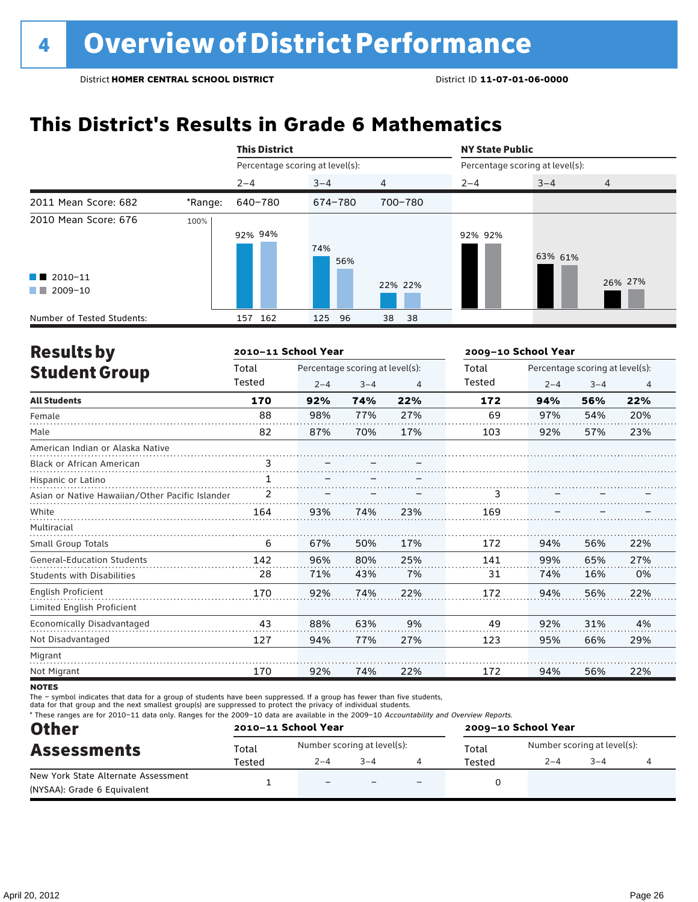# 4 Overview of District Performance

District **HOMER CENTRAL SCHOOL DISTRICT** District ID **11-07-01-06-0000**

## This District's Results in Grade 6 Mathematics

| | | This District | | | NY State Public | | |
|---|---|---|---|---|---|---|---|
| | | Percentage scoring at level(s): | | | Percentage scoring at level(s): | | |
| | | 2–4 | 3–4 | 4 | 2–4 | 3–4 | 4 |
| 2011 Mean Score: 682 | *Range: | 640–780 | 674–780 | 700–780 | | | |
| 2010 Mean Score: 676 | 2010–11 | 92% | 74% | 22% | 92% | 63% | 26% |
| | 2009–10 | 94% | 56% | 22% | 92% | 61% | 27% |
| Number of Tested Students: | 2010–11 | 157 | 125 | 38 | | | |
| | 2009–10 | 162 | 96 | 38 | | | |

## Results by Student Group

| | 2010–11 School Year | | | | 2009–10 School Year | | | |
|---|---|---|---|---|---|---|---|---|
| | Total Tested | Percentage scoring at level(s): 2–4 | 3–4 | 4 | Total Tested | Percentage scoring at level(s): 2–4 | 3–4 | 4 |
| **All Students** | **170** | **92%** | **74%** | **22%** | **172** | **94%** | **56%** | **22%** |
| Female | 88 | 98% | 77% | 27% | 69 | 97% | 54% | 20% |
| Male | 82 | 87% | 70% | 17% | 103 | 92% | 57% | 23% |
| American Indian or Alaska Native | | | | | | | | |
| Black or African American | 3 | – | – | – | | | | |
| Hispanic or Latino | 1 | – | – | – | | | | |
| Asian or Native Hawaiian/Other Pacific Islander | 2 | – | – | – | 3 | – | – | – |
| White | 164 | 93% | 74% | 23% | 169 | – | – | – |
| Multiracial | | | | | | | | |
| Small Group Totals | 6 | 67% | 50% | 17% | 172 | 94% | 56% | 22% |
| General-Education Students | 142 | 96% | 80% | 25% | 141 | 99% | 65% | 27% |
| Students with Disabilities | 28 | 71% | 43% | 7% | 31 | 74% | 16% | 0% |
| English Proficient | 170 | 92% | 74% | 22% | 172 | 94% | 56% | 22% |
| Limited English Proficient | | | | | | | | |
| Economically Disadvantaged | 43 | 88% | 63% | 9% | 49 | 92% | 31% | 4% |
| Not Disadvantaged | 127 | 94% | 77% | 27% | 123 | 95% | 66% | 29% |
| Migrant | | | | | | | | |
| Not Migrant | 170 | 92% | 74% | 22% | 172 | 94% | 56% | 22% |

**NOTES**

The – symbol indicates that data for a group of students have been suppressed. If a group has fewer than five students, data for that group and the next smallest group(s) are suppressed to protect the privacy of individual students.

* These ranges are for 2010–11 data only. Ranges for the 2009–10 data are available in the 2009–10 *Accountability and Overview Reports.*

## Other Assessments

| | 2010–11 School Year | | | | 2009–10 School Year | | | |
|---|---|---|---|---|---|---|---|---|
| | Total Tested | Number scoring at level(s): 2–4 | 3–4 | 4 | Total Tested | Number scoring at level(s): 2–4 | 3–4 | 4 |
| New York State Alternate Assessment (NYSAA): Grade 6 Equivalent | 1 | – | – | – | 0 | | | |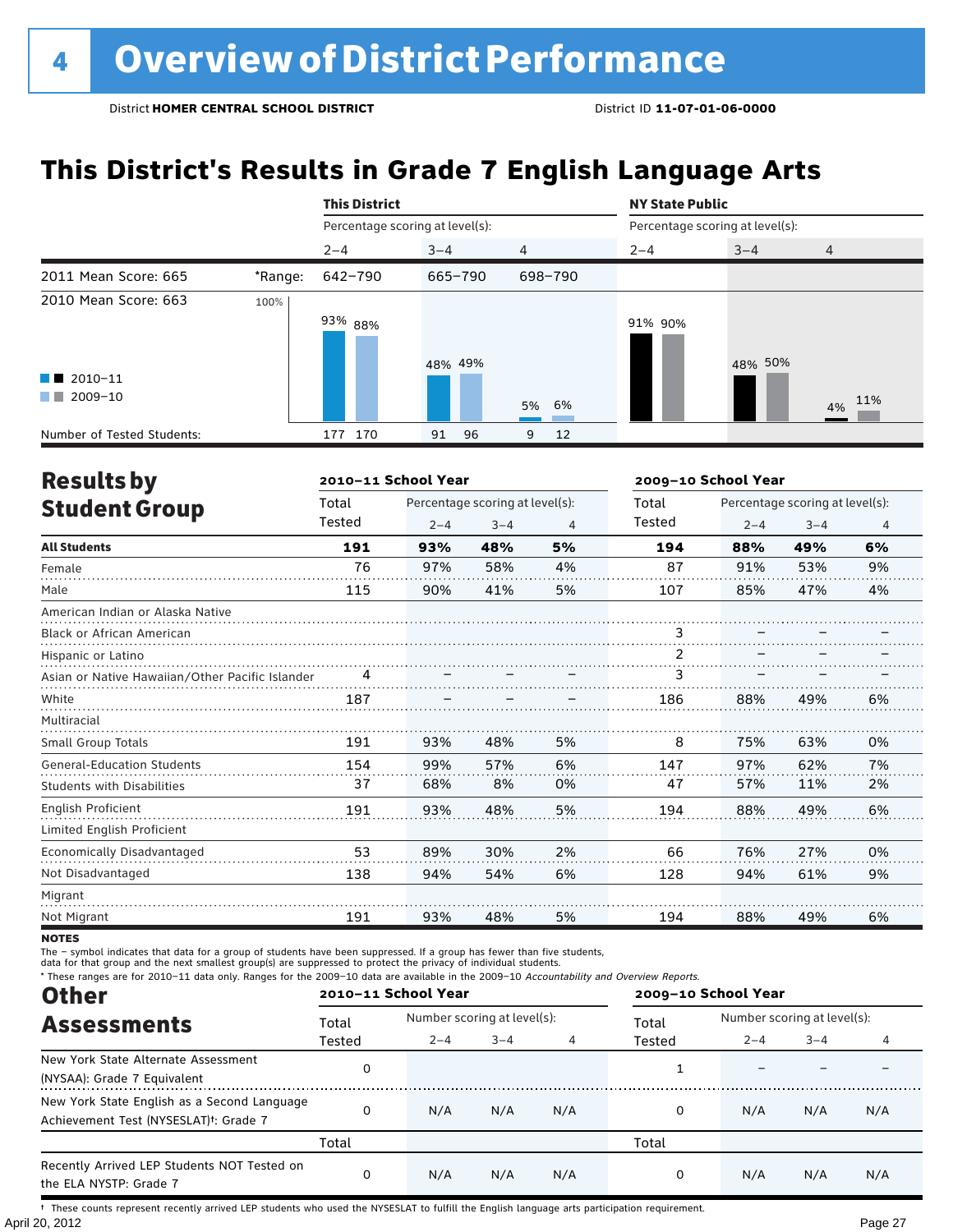# 4 Overview of District Performance

District **HOMER CENTRAL SCHOOL DISTRICT** District ID **11-07-01-06-0000**

## This District's Results in Grade 7 English Language Arts

| | | This District | | | NY State Public | | |
|---|---|---|---|---|---|---|---|
| | | Percentage scoring at level(s): | | | Percentage scoring at level(s): | | |
| | | 2–4 | 3–4 | 4 | 2–4 | 3–4 | 4 |
| 2011 Mean Score: 665 | *Range: | 642–790 | 665–790 | 698–790 | | | |
| 2010 Mean Score: 663 | | | | | | | |
| 2010–11 | | 93% | 48% | 5% | 91% | 48% | 4% |
| 2009–10 | | 88% | 49% | 6% | 90% | 50% | 11% |
| Number of Tested Students: 2010–11 | | 177 | 91 | 9 | | | |
| Number of Tested Students: 2009–10 | | 170 | 96 | 12 | | | |

## Results by Student Group

| | 2010–11 School Year | | | | 2009–10 School Year | | | |
|---|---|---|---|---|---|---|---|---|
| | Total Tested | Percentage scoring at level(s): 2–4 | 3–4 | 4 | Total Tested | Percentage scoring at level(s): 2–4 | 3–4 | 4 |
| **All Students** | **191** | **93%** | **48%** | **5%** | **194** | **88%** | **49%** | **6%** |
| Female | 76 | 97% | 58% | 4% | 87 | 91% | 53% | 9% |
| Male | 115 | 90% | 41% | 5% | 107 | 85% | 47% | 4% |
| American Indian or Alaska Native | | | | | | | | |
| Black or African American | | | | | 3 | – | – | – |
| Hispanic or Latino | | | | | 2 | – | – | – |
| Asian or Native Hawaiian/Other Pacific Islander | 4 | – | – | – | 3 | – | – | – |
| White | 187 | – | – | – | 186 | 88% | 49% | 6% |
| Multiracial | | | | | | | | |
| Small Group Totals | 191 | 93% | 48% | 5% | 8 | 75% | 63% | 0% |
| General-Education Students | 154 | 99% | 57% | 6% | 147 | 97% | 62% | 7% |
| Students with Disabilities | 37 | 68% | 8% | 0% | 47 | 57% | 11% | 2% |
| English Proficient | 191 | 93% | 48% | 5% | 194 | 88% | 49% | 6% |
| Limited English Proficient | | | | | | | | |
| Economically Disadvantaged | 53 | 89% | 30% | 2% | 66 | 76% | 27% | 0% |
| Not Disadvantaged | 138 | 94% | 54% | 6% | 128 | 94% | 61% | 9% |
| Migrant | | | | | | | | |
| Not Migrant | 191 | 93% | 48% | 5% | 194 | 88% | 49% | 6% |

**NOTES**

The – symbol indicates that data for a group of students have been suppressed. If a group has fewer than five students, data for that group and the next smallest group(s) are suppressed to protect the privacy of individual students.

* These ranges are for 2010–11 data only. Ranges for the 2009–10 data are available in the 2009–10 *Accountability and Overview Reports*.

## Other Assessments

| | 2010–11 School Year | | | | 2009–10 School Year | | | |
|---|---|---|---|---|---|---|---|---|
| | Total Tested | Number scoring at level(s): 2–4 | 3–4 | 4 | Total Tested | Number scoring at level(s): 2–4 | 3–4 | 4 |
| New York State Alternate Assessment (NYSAA): Grade 7 Equivalent | 0 | | | | 1 | – | – | – |
| New York State English as a Second Language Achievement Test (NYSESLAT)†: Grade 7 | 0 | N/A | N/A | N/A | 0 | N/A | N/A | N/A |
| | Total | | | | Total | | | |
| Recently Arrived LEP Students NOT Tested on the ELA NYSTP: Grade 7 | 0 | N/A | N/A | N/A | 0 | N/A | N/A | N/A |

† These counts represent recently arrived LEP students who used the NYSESLAT to fulfill the English language arts participation requirement.

April 20, 2012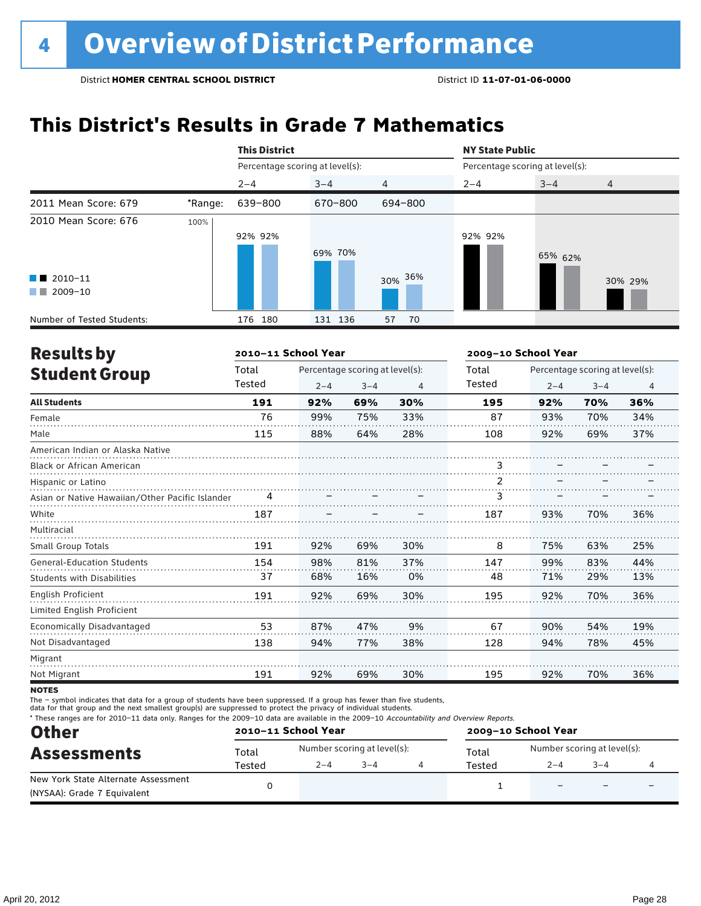# 4 Overview of District Performance

District **HOMER CENTRAL SCHOOL DISTRICT** District ID **11-07-01-06-0000**

## This District's Results in Grade 7 Mathematics

| | | This District | | | NY State Public | | |
|---|---|---|---|---|---|---|---|
| | | Percentage scoring at level(s): | | | Percentage scoring at level(s): | | |
| | | 2–4 | 3–4 | 4 | 2–4 | 3–4 | 4 |
| 2011 Mean Score: 679 | *Range: | 639–800 | 670–800 | 694–800 | | | |
| 2010 Mean Score: 676 | | | | | | | |
| 2010–11 | | 92% | 69% | 30% | 92% | 65% | 30% |
| 2009–10 | | 92% | 70% | 36% | 92% | 62% | 29% |
| Number of Tested Students: 2010–11 | | 176 | 131 | 57 | | | |
| Number of Tested Students: 2009–10 | | 180 | 136 | 70 | | | |

## Results by Student Group

| | 2010–11 School Year | | | | 2009–10 School Year | | | |
|---|---|---|---|---|---|---|---|---|
| | Total Tested | Percentage scoring at level(s): 2–4 | 3–4 | 4 | Total Tested | Percentage scoring at level(s): 2–4 | 3–4 | 4 |
| **All Students** | **191** | **92%** | **69%** | **30%** | **195** | **92%** | **70%** | **36%** |
| Female | 76 | 99% | 75% | 33% | 87 | 93% | 70% | 34% |
| Male | 115 | 88% | 64% | 28% | 108 | 92% | 69% | 37% |
| American Indian or Alaska Native | | | | | | | | |
| Black or African American | | | | | 3 | – | – | – |
| Hispanic or Latino | | | | | 2 | – | – | – |
| Asian or Native Hawaiian/Other Pacific Islander | 4 | – | – | – | 3 | – | – | – |
| White | 187 | – | – | – | 187 | 93% | 70% | 36% |
| Multiracial | | | | | | | | |
| Small Group Totals | 191 | 92% | 69% | 30% | 8 | 75% | 63% | 25% |
| General-Education Students | 154 | 98% | 81% | 37% | 147 | 99% | 83% | 44% |
| Students with Disabilities | 37 | 68% | 16% | 0% | 48 | 71% | 29% | 13% |
| English Proficient | 191 | 92% | 69% | 30% | 195 | 92% | 70% | 36% |
| Limited English Proficient | | | | | | | | |
| Economically Disadvantaged | 53 | 87% | 47% | 9% | 67 | 90% | 54% | 19% |
| Not Disadvantaged | 138 | 94% | 77% | 38% | 128 | 94% | 78% | 45% |
| Migrant | | | | | | | | |
| Not Migrant | 191 | 92% | 69% | 30% | 195 | 92% | 70% | 36% |

**NOTES**

The – symbol indicates that data for a group of students have been suppressed. If a group has fewer than five students, data for that group and the next smallest group(s) are suppressed to protect the privacy of individual students.

* These ranges are for 2010–11 data only. Ranges for the 2009–10 data are available in the 2009–10 *Accountability and Overview Reports*.

## Other Assessments

| | 2010–11 School Year | | | | 2009–10 School Year | | | |
|---|---|---|---|---|---|---|---|---|
| | Total Tested | Number scoring at level(s): 2–4 | 3–4 | 4 | Total Tested | Number scoring at level(s): 2–4 | 3–4 | 4 |
| New York State Alternate Assessment (NYSAA): Grade 7 Equivalent | 0 | | | | 1 | – | – | – |

April 20, 2012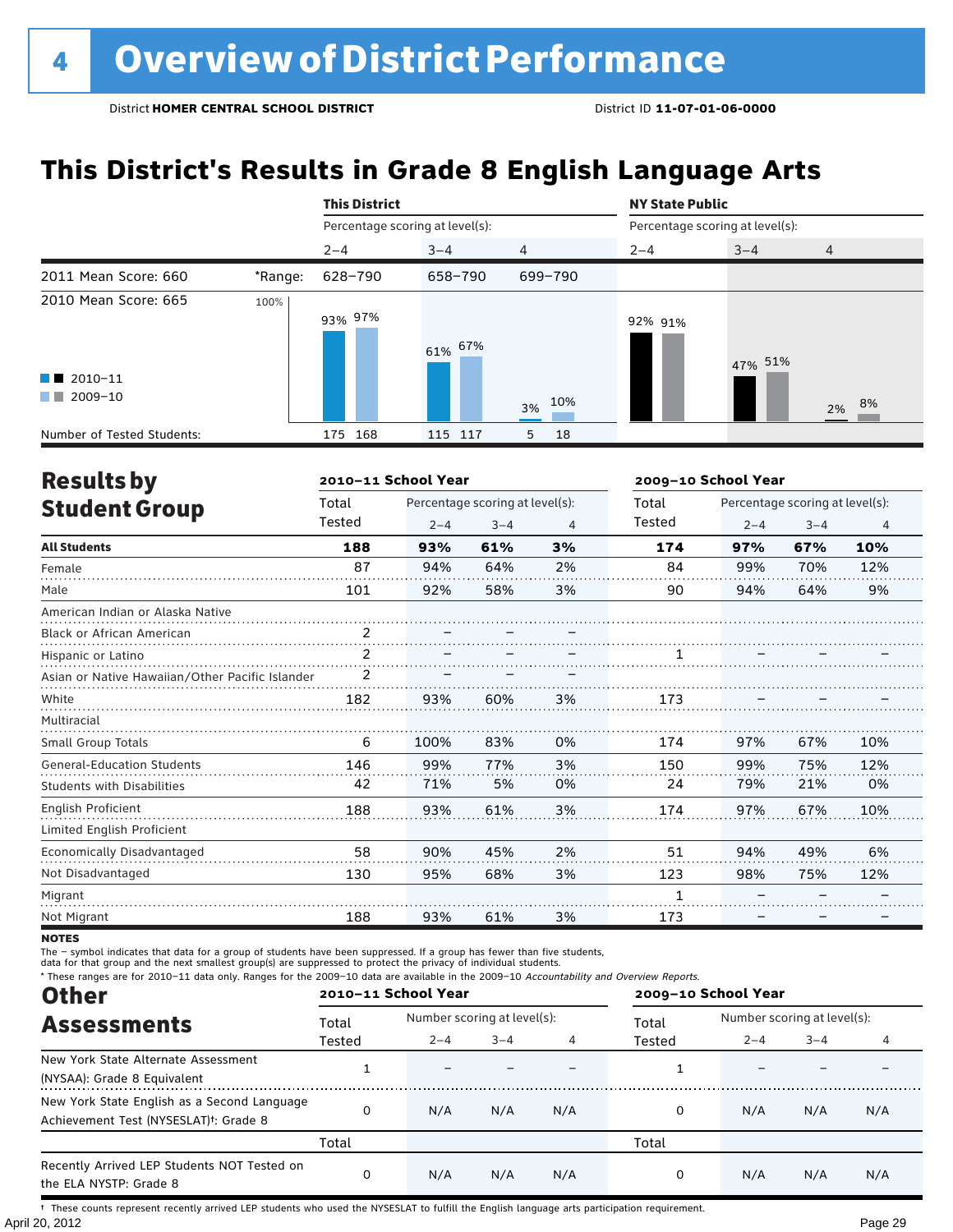# 4 Overview of District Performance

District **HOMER CENTRAL SCHOOL DISTRICT** District ID **11-07-01-06-0000**

## This District's Results in Grade 8 English Language Arts

| | | This District | | | NY State Public | | |
|---|---|---|---|---|---|---|---|
| | | Percentage scoring at level(s): | | | Percentage scoring at level(s): | | |
| | | 2–4 | 3–4 | 4 | 2–4 | 3–4 | 4 |
| 2011 Mean Score: 660 | *Range: | 628–790 | 658–790 | 699–790 | | | |
| 2010 Mean Score: 665 | 2010–11 | 93% | 61% | 3% | 92% | 47% | 2% |
| | 2009–10 | 97% | 67% | 10% | 91% | 51% | 8% |
| Number of Tested Students: | 2010–11 | 175 | 115 | 5 | | | |
| | 2009–10 | 168 | 117 | 18 | | | |

## Results by Student Group

| | 2010–11 School Year | | | | 2009–10 School Year | | | |
|---|---|---|---|---|---|---|---|---|
| | Total Tested | Percentage scoring at level(s): 2–4 | 3–4 | 4 | Total Tested | Percentage scoring at level(s): 2–4 | 3–4 | 4 |
| **All Students** | **188** | **93%** | **61%** | **3%** | **174** | **97%** | **67%** | **10%** |
| Female | 87 | 94% | 64% | 2% | 84 | 99% | 70% | 12% |
| Male | 101 | 92% | 58% | 3% | 90 | 94% | 64% | 9% |
| American Indian or Alaska Native | | | | | | | | |
| Black or African American | 2 | – | – | – | | | | |
| Hispanic or Latino | 2 | – | – | – | 1 | – | – | – |
| Asian or Native Hawaiian/Other Pacific Islander | 2 | – | – | – | | | | |
| White | 182 | 93% | 60% | 3% | 173 | – | – | – |
| Multiracial | | | | | | | | |
| Small Group Totals | 6 | 100% | 83% | 0% | 174 | 97% | 67% | 10% |
| General-Education Students | 146 | 99% | 77% | 3% | 150 | 99% | 75% | 12% |
| Students with Disabilities | 42 | 71% | 5% | 0% | 24 | 79% | 21% | 0% |
| English Proficient | 188 | 93% | 61% | 3% | 174 | 97% | 67% | 10% |
| Limited English Proficient | | | | | | | | |
| Economically Disadvantaged | 58 | 90% | 45% | 2% | 51 | 94% | 49% | 6% |
| Not Disadvantaged | 130 | 95% | 68% | 3% | 123 | 98% | 75% | 12% |
| Migrant | | | | | 1 | – | – | – |
| Not Migrant | 188 | 93% | 61% | 3% | 173 | – | – | – |

**NOTES**

The – symbol indicates that data for a group of students have been suppressed. If a group has fewer than five students, data for that group and the next smallest group(s) are suppressed to protect the privacy of individual students.

\* These ranges are for 2010–11 data only. Ranges for the 2009–10 data are available in the 2009–10 *Accountability and Overview Reports.*

## Other Assessments

| | 2010–11 School Year | | | | 2009–10 School Year | | | |
|---|---|---|---|---|---|---|---|---|
| | Total Tested | Number scoring at level(s): 2–4 | 3–4 | 4 | Total Tested | Number scoring at level(s): 2–4 | 3–4 | 4 |
| New York State Alternate Assessment (NYSAA): Grade 8 Equivalent | 1 | – | – | – | 1 | – | – | – |
| New York State English as a Second Language Achievement Test (NYSESLAT)†: Grade 8 | 0 | N/A | N/A | N/A | 0 | N/A | N/A | N/A |
| | Total | | | | Total | | | |
| Recently Arrived LEP Students NOT Tested on the ELA NYSTP: Grade 8 | 0 | N/A | N/A | N/A | 0 | N/A | N/A | N/A |

† These counts represent recently arrived LEP students who used the NYSESLAT to fulfill the English language arts participation requirement.

April 20, 2012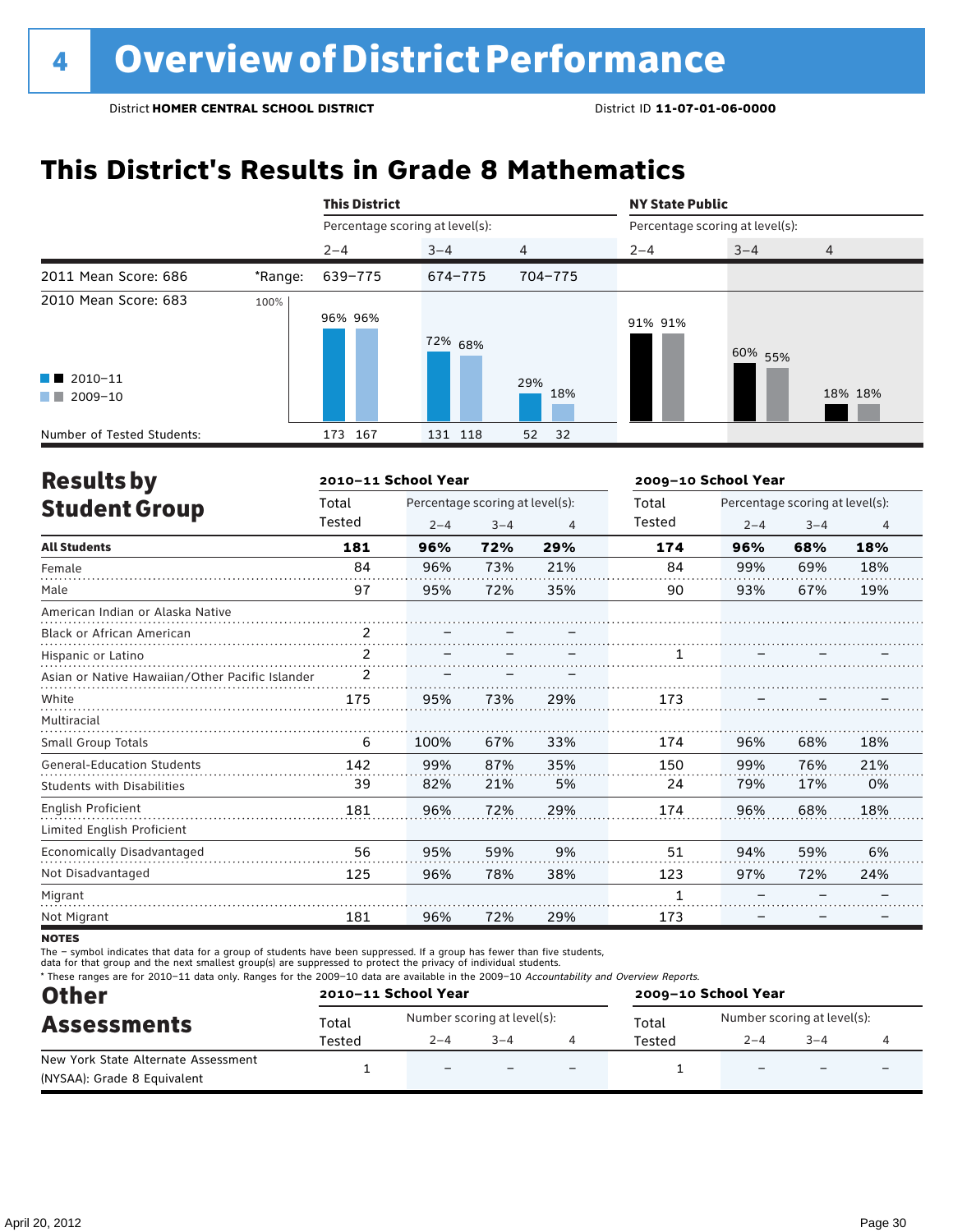# 4 Overview of District Performance

District **HOMER CENTRAL SCHOOL DISTRICT** District ID **11-07-01-06-0000**

## This District's Results in Grade 8 Mathematics

| | | This District | | | NY State Public | | |
|---|---|---|---|---|---|---|---|
| | | Percentage scoring at level(s): | | | Percentage scoring at level(s): | | |
| | | 2–4 | 3–4 | 4 | 2–4 | 3–4 | 4 |
| 2011 Mean Score: 686 | *Range: | 639–775 | 674–775 | 704–775 | | | |
| 2010 Mean Score: 683 | | | | | | | |
| 2010–11 | | 96% | 72% | 29% | 91% | 60% | 18% |
| 2009–10 | | 96% | 68% | 18% | 91% | 55% | 18% |
| Number of Tested Students: 2010–11 | | 173 | 131 | 52 | | | |
| Number of Tested Students: 2009–10 | | 167 | 118 | 32 | | | |

## Results by Student Group

| | 2010–11 School Year | | | | 2009–10 School Year | | | |
|---|---|---|---|---|---|---|---|---|
| | Total Tested | Percentage scoring at level(s): 2–4 | 3–4 | 4 | Total Tested | Percentage scoring at level(s): 2–4 | 3–4 | 4 |
| **All Students** | **181** | **96%** | **72%** | **29%** | **174** | **96%** | **68%** | **18%** |
| Female | 84 | 96% | 73% | 21% | 84 | 99% | 69% | 18% |
| Male | 97 | 95% | 72% | 35% | 90 | 93% | 67% | 19% |
| American Indian or Alaska Native | | | | | | | | |
| Black or African American | 2 | – | – | – | | | | |
| Hispanic or Latino | 2 | – | – | – | 1 | – | – | – |
| Asian or Native Hawaiian/Other Pacific Islander | 2 | – | – | – | | | | |
| White | 175 | 95% | 73% | 29% | 173 | – | – | – |
| Multiracial | | | | | | | | |
| Small Group Totals | 6 | 100% | 67% | 33% | 174 | 96% | 68% | 18% |
| General-Education Students | 142 | 99% | 87% | 35% | 150 | 99% | 76% | 21% |
| Students with Disabilities | 39 | 82% | 21% | 5% | 24 | 79% | 17% | 0% |
| English Proficient | 181 | 96% | 72% | 29% | 174 | 96% | 68% | 18% |
| Limited English Proficient | | | | | | | | |
| Economically Disadvantaged | 56 | 95% | 59% | 9% | 51 | 94% | 59% | 6% |
| Not Disadvantaged | 125 | 96% | 78% | 38% | 123 | 97% | 72% | 24% |
| Migrant | | | | | 1 | – | – | – |
| Not Migrant | 181 | 96% | 72% | 29% | 173 | – | – | – |

**NOTES**

The – symbol indicates that data for a group of students have been suppressed. If a group has fewer than five students, data for that group and the next smallest group(s) are suppressed to protect the privacy of individual students.

* These ranges are for 2010–11 data only. Ranges for the 2009–10 data are available in the 2009–10 *Accountability and Overview Reports.*

## Other Assessments

| | 2010–11 School Year | | | | 2009–10 School Year | | | |
|---|---|---|---|---|---|---|---|---|
| | Total Tested | Number scoring at level(s): 2–4 | 3–4 | 4 | Total Tested | Number scoring at level(s): 2–4 | 3–4 | 4 |
| New York State Alternate Assessment (NYSAA): Grade 8 Equivalent | 1 | – | – | – | 1 | – | – | – |

April 20, 2012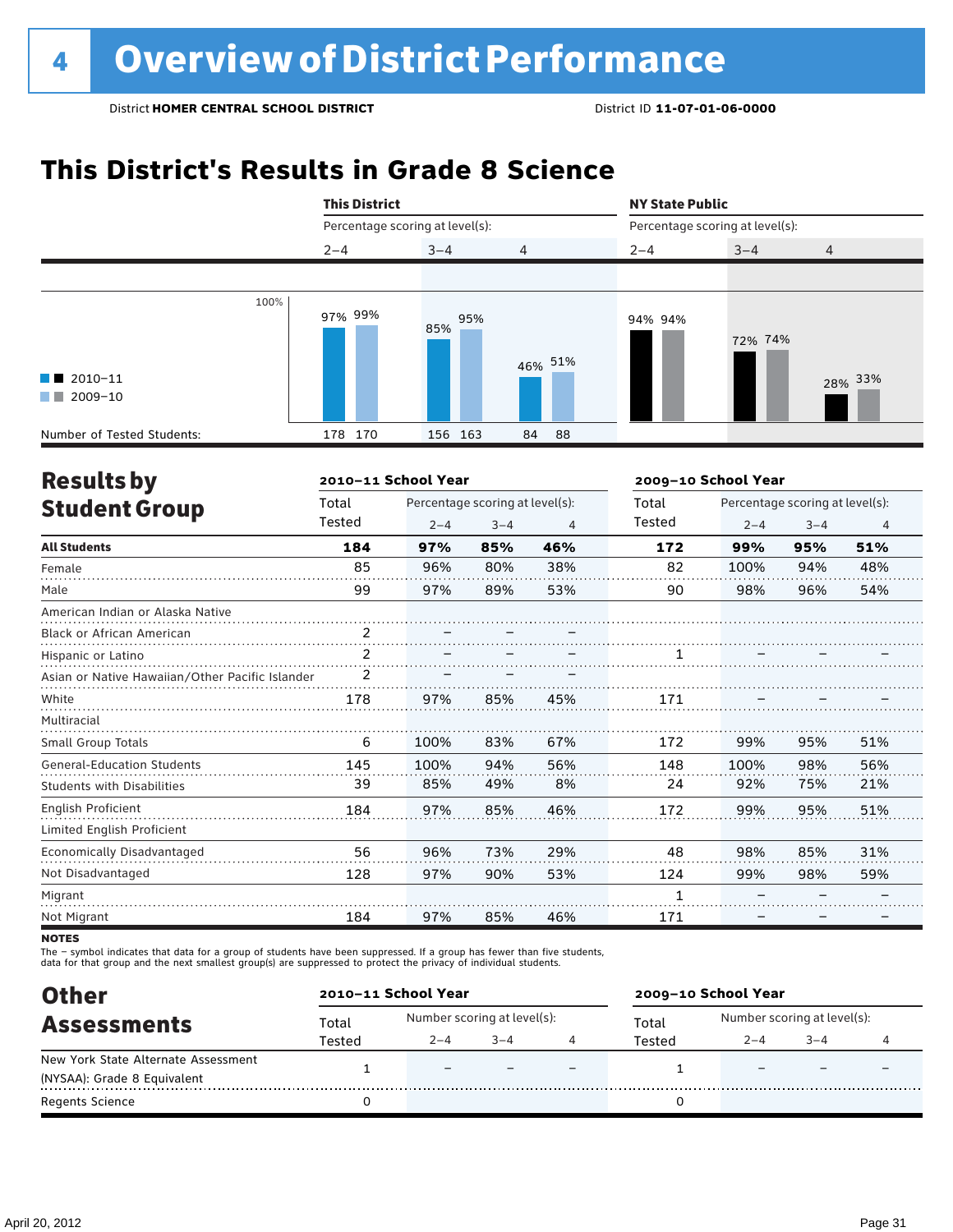# 4 Overview of District Performance

District **HOMER CENTRAL SCHOOL DISTRICT** District ID **11-07-01-06-0000**

## This District's Results in Grade 8 Science

| | This District | | | | | | NY State Public | | | | | |
|---|---|---|---|---|---|---|---|---|---|---|---|---|
| | Percentage scoring at level(s): | | | | | | Percentage scoring at level(s): | | | | | |
| | 2–4 | | 3–4 | | 4 | | 2–4 | | 3–4 | | 4 | |
| | 2010–11 | 2009–10 | 2010–11 | 2009–10 | 2010–11 | 2009–10 | 2010–11 | 2009–10 | 2010–11 | 2009–10 | 2010–11 | 2009–10 |
| Percentage | 97% | 99% | 85% | 95% | 46% | 51% | 94% | 94% | 72% | 74% | 28% | 33% |
| Number of Tested Students: | 178 | 170 | 156 | 163 | 84 | 88 | | | | | | |

## Results by Student Group

| | 2010–11 School Year | | | | 2009–10 School Year | | | |
|---|---|---|---|---|---|---|---|---|
| | Total Tested | Percentage scoring at level(s): | | | Total Tested | Percentage scoring at level(s): | | |
| | | 2–4 | 3–4 | 4 | | 2–4 | 3–4 | 4 |
| **All Students** | **184** | **97%** | **85%** | **46%** | **172** | **99%** | **95%** | **51%** |
| Female | 85 | 96% | 80% | 38% | 82 | 100% | 94% | 48% |
| Male | 99 | 97% | 89% | 53% | 90 | 98% | 96% | 54% |
| American Indian or Alaska Native | | | | | | | | |
| Black or African American | 2 | – | – | – | | | | |
| Hispanic or Latino | 2 | – | – | – | 1 | – | – | – |
| Asian or Native Hawaiian/Other Pacific Islander | 2 | – | – | – | | | | |
| White | 178 | 97% | 85% | 45% | 171 | – | – | – |
| Multiracial | | | | | | | | |
| Small Group Totals | 6 | 100% | 83% | 67% | 172 | 99% | 95% | 51% |
| General-Education Students | 145 | 100% | 94% | 56% | 148 | 100% | 98% | 56% |
| Students with Disabilities | 39 | 85% | 49% | 8% | 24 | 92% | 75% | 21% |
| English Proficient | 184 | 97% | 85% | 46% | 172 | 99% | 95% | 51% |
| Limited English Proficient | | | | | | | | |
| Economically Disadvantaged | 56 | 96% | 73% | 29% | 48 | 98% | 85% | 31% |
| Not Disadvantaged | 128 | 97% | 90% | 53% | 124 | 99% | 98% | 59% |
| Migrant | | | | | 1 | – | – | – |
| Not Migrant | 184 | 97% | 85% | 46% | 171 | – | – | – |

**NOTES**

The – symbol indicates that data for a group of students have been suppressed. If a group has fewer than five students, data for that group and the next smallest group(s) are suppressed to protect the privacy of individual students.

## Other Assessments

| | 2010–11 School Year | | | | 2009–10 School Year | | | |
|---|---|---|---|---|---|---|---|---|
| | Total Tested | Number scoring at level(s): | | | Total Tested | Number scoring at level(s): | | |
| | | 2–4 | 3–4 | 4 | | 2–4 | 3–4 | 4 |
| New York State Alternate Assessment (NYSAA): Grade 8 Equivalent | 1 | – | – | – | 1 | – | – | – |
| Regents Science | 0 | | | | 0 | | | |

April 20, 2012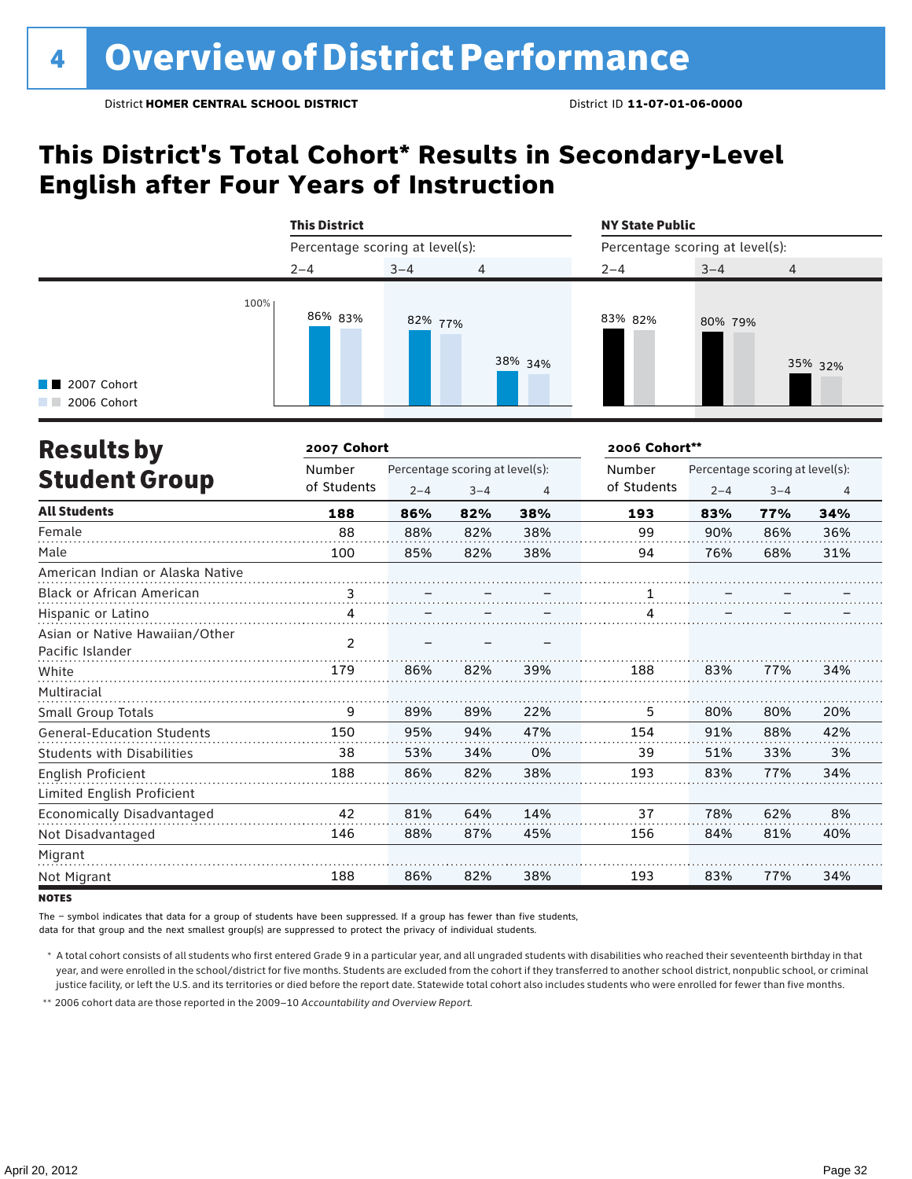# 4 Overview of District Performance

District **HOMER CENTRAL SCHOOL DISTRICT** District ID **11-07-01-06-0000**

## This District's Total Cohort* Results in Secondary-Level English after Four Years of Instruction

| | This District | | | NY State Public | | |
|---|---|---|---|---|---|---|
| Percentage scoring at level(s): | 2–4 | 3–4 | 4 | 2–4 | 3–4 | 4 |
| 2007 Cohort | 86% | 82% | 38% | 83% | 80% | 35% |
| 2006 Cohort | 83% | 77% | 34% | 82% | 79% | 32% |

## Results by Student Group

| | 2007 Cohort | | | | 2006 Cohort** | | | |
|---|---|---|---|---|---|---|---|---|
| | Number of Students | Percentage scoring at level(s): 2–4 | 3–4 | 4 | Number of Students | Percentage scoring at level(s): 2–4 | 3–4 | 4 |
| **All Students** | **188** | **86%** | **82%** | **38%** | **193** | **83%** | **77%** | **34%** |
| Female | 88 | 88% | 82% | 38% | 99 | 90% | 86% | 36% |
| Male | 100 | 85% | 82% | 38% | 94 | 76% | 68% | 31% |
| American Indian or Alaska Native | | | | | | | | |
| Black or African American | 3 | – | – | – | 1 | – | – | – |
| Hispanic or Latino | 4 | – | – | – | 4 | – | – | – |
| Asian or Native Hawaiian/Other Pacific Islander | 2 | – | – | – | | | | |
| White | 179 | 86% | 82% | 39% | 188 | 83% | 77% | 34% |
| Multiracial | | | | | | | | |
| Small Group Totals | 9 | 89% | 89% | 22% | 5 | 80% | 80% | 20% |
| General-Education Students | 150 | 95% | 94% | 47% | 154 | 91% | 88% | 42% |
| Students with Disabilities | 38 | 53% | 34% | 0% | 39 | 51% | 33% | 3% |
| English Proficient | 188 | 86% | 82% | 38% | 193 | 83% | 77% | 34% |
| Limited English Proficient | | | | | | | | |
| Economically Disadvantaged | 42 | 81% | 64% | 14% | 37 | 78% | 62% | 8% |
| Not Disadvantaged | 146 | 88% | 87% | 45% | 156 | 84% | 81% | 40% |
| Migrant | | | | | | | | |
| Not Migrant | 188 | 86% | 82% | 38% | 193 | 83% | 77% | 34% |

**NOTES**

The – symbol indicates that data for a group of students have been suppressed. If a group has fewer than five students, data for that group and the next smallest group(s) are suppressed to protect the privacy of individual students.

\* A total cohort consists of all students who first entered Grade 9 in a particular year, and all ungraded students with disabilities who reached their seventeenth birthday in that year, and were enrolled in the school/district for five months. Students are excluded from the cohort if they transferred to another school district, nonpublic school, or criminal justice facility, or left the U.S. and its territories or died before the report date. Statewide total cohort also includes students who were enrolled for fewer than five months.

\*\* 2006 cohort data are those reported in the 2009–10 *Accountability and Overview Report*.

April 20, 2012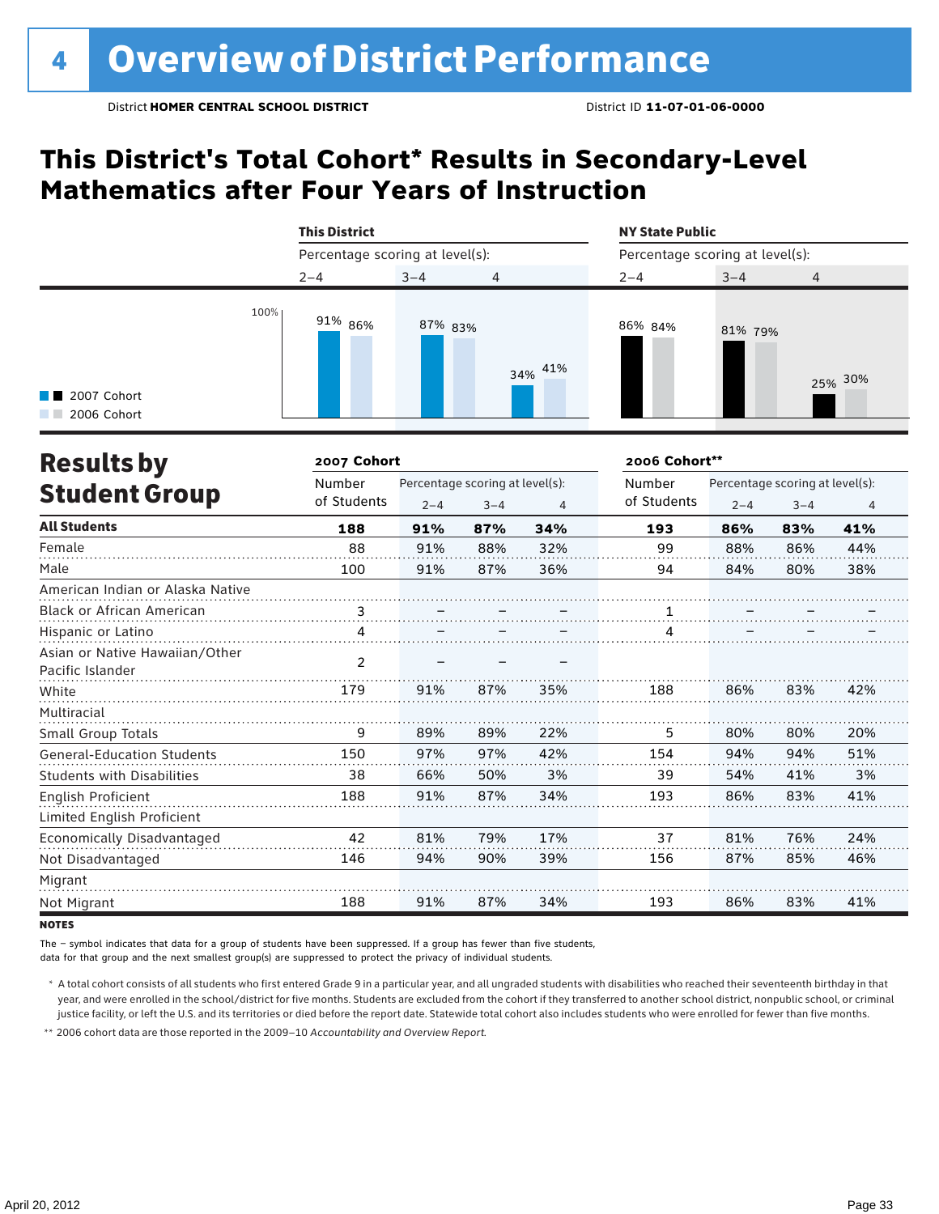# 4 Overview of District Performance

District **HOMER CENTRAL SCHOOL DISTRICT** District ID **11-07-01-06-0000**

## This District's Total Cohort* Results in Secondary-Level Mathematics after Four Years of Instruction

**This District**

Percentage scoring at level(s):

2–4 3–4 4

100%

91% 86% 87% 83% 34% 41%

**NY State Public**

Percentage scoring at level(s):

2–4 3–4 4

86% 84% 81% 79% 25% 30%

2007 Cohort

2006 Cohort

## Results by Student Group

| | 2007 Cohort | | | | 2006 Cohort** | | | |
|---|---|---|---|---|---|---|---|---|
| | Number of Students | Percentage scoring at level(s): 2–4 | 3–4 | 4 | Number of Students | Percentage scoring at level(s): 2–4 | 3–4 | 4 |
| **All Students** | **188** | **91%** | **87%** | **34%** | **193** | **86%** | **83%** | **41%** |
| Female | 88 | 91% | 88% | 32% | 99 | 88% | 86% | 44% |
| Male | 100 | 91% | 87% | 36% | 94 | 84% | 80% | 38% |
| American Indian or Alaska Native | | | | | | | | |
| Black or African American | 3 | – | – | – | 1 | – | – | – |
| Hispanic or Latino | 4 | – | – | – | 4 | – | – | – |
| Asian or Native Hawaiian/Other Pacific Islander | 2 | – | – | – | | | | |
| White | 179 | 91% | 87% | 35% | 188 | 86% | 83% | 42% |
| Multiracial | | | | | | | | |
| Small Group Totals | 9 | 89% | 89% | 22% | 5 | 80% | 80% | 20% |
| General-Education Students | 150 | 97% | 97% | 42% | 154 | 94% | 94% | 51% |
| Students with Disabilities | 38 | 66% | 50% | 3% | 39 | 54% | 41% | 3% |
| English Proficient | 188 | 91% | 87% | 34% | 193 | 86% | 83% | 41% |
| Limited English Proficient | | | | | | | | |
| Economically Disadvantaged | 42 | 81% | 79% | 17% | 37 | 81% | 76% | 24% |
| Not Disadvantaged | 146 | 94% | 90% | 39% | 156 | 87% | 85% | 46% |
| Migrant | | | | | | | | |
| Not Migrant | 188 | 91% | 87% | 34% | 193 | 86% | 83% | 41% |

**NOTES**

The – symbol indicates that data for a group of students have been suppressed. If a group has fewer than five students, data for that group and the next smallest group(s) are suppressed to protect the privacy of individual students.

\* A total cohort consists of all students who first entered Grade 9 in a particular year, and all ungraded students with disabilities who reached their seventeenth birthday in that year, and were enrolled in the school/district for five months. Students are excluded from the cohort if they transferred to another school district, nonpublic school, or criminal justice facility, or left the U.S. and its territories or died before the report date. Statewide total cohort also includes students who were enrolled for fewer than five months.

\** 2006 cohort data are those reported in the 2009–10 *Accountability and Overview Report*.